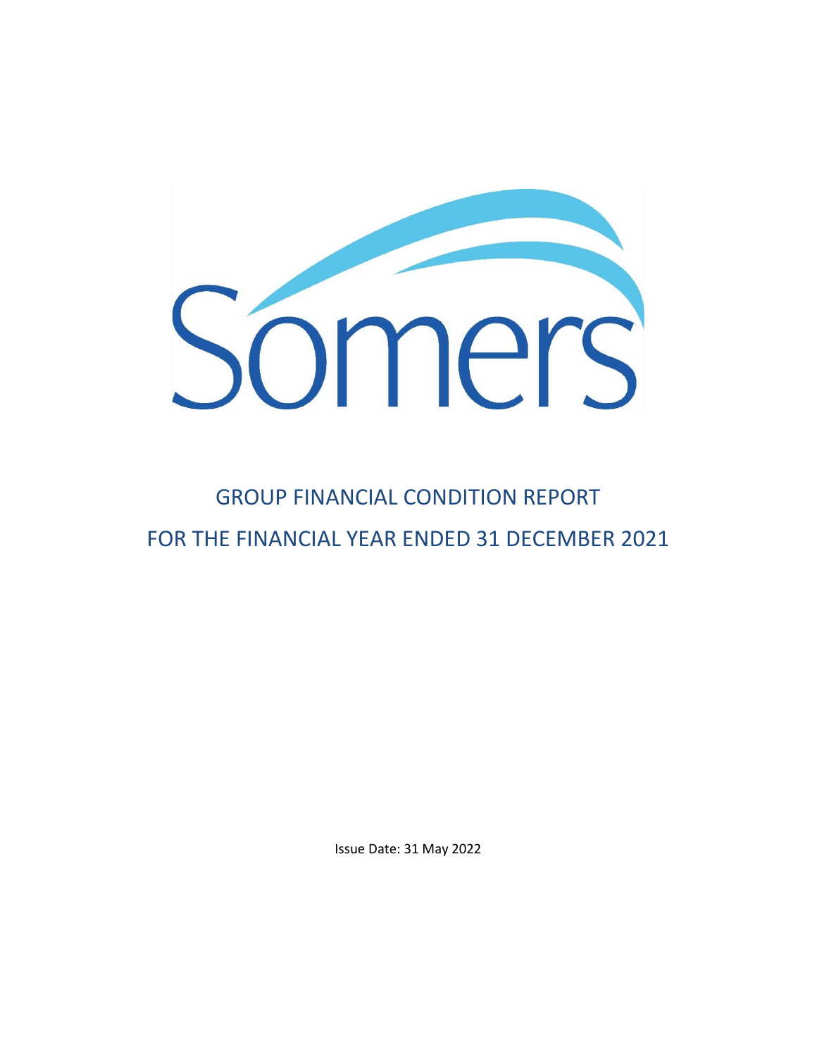Somers

# GROUP FINANCIAL CONDITION REPORT

# FOR THE FINANCIAL YEAR ENDED 31 DECEMBER 2021

Issue Date: 31 May 2022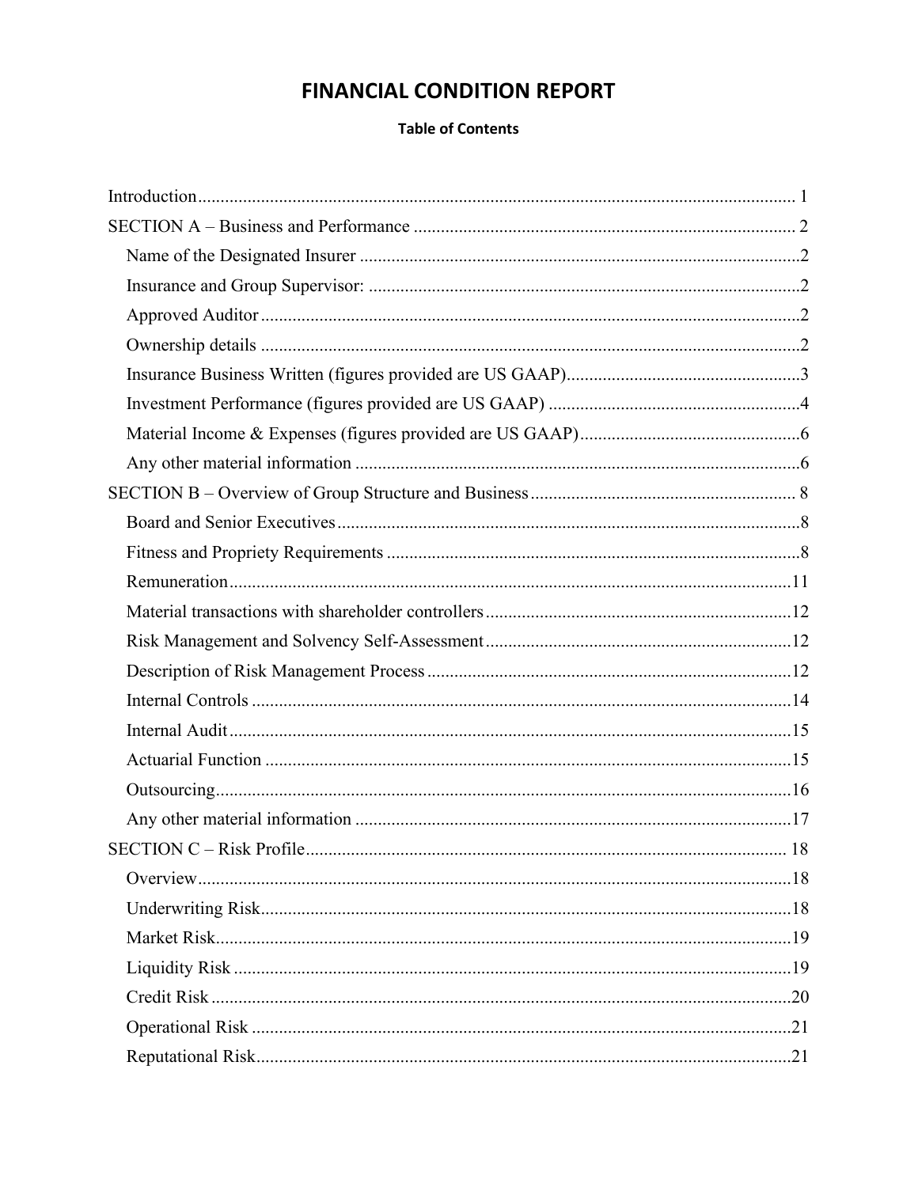# FINANCIAL CONDITION REPORT

**Table of Contents**

Introduction .................................................................................................................. 1

SECTION A – Business and Performance ................................................................................... 2

- Name of the Designated Insurer ............................................................................................2
- Insurance and Group Supervisor: ..........................................................................................2
- Approved Auditor ...................................................................................................................2
- Ownership details ...................................................................................................................2
- Insurance Business Written (figures provided are US GAAP)...............................................3
- Investment Performance (figures provided are US GAAP) ....................................................4
- Material Income & Expenses (figures provided are US GAAP)............................................6
- Any other material information ..............................................................................................6

SECTION B – Overview of Group Structure and Business ........................................................ 8

- Board and Senior Executives...................................................................................................8
- Fitness and Propriety Requirements .......................................................................................8
- Remuneration.........................................................................................................................11
- Material transactions with shareholder controllers...............................................................12
- Risk Management and Solvency Self-Assessment...............................................................12
- Description of Risk Management Process ............................................................................12
- Internal Controls ...................................................................................................................14
- Internal Audit.........................................................................................................................15
- Actuarial Function .................................................................................................................15
- Outsourcing............................................................................................................................16
- Any other material information .............................................................................................17

SECTION C – Risk Profile......................................................................................................... 18

- Overview................................................................................................................................18
- Underwriting Risk..................................................................................................................18
- Market Risk............................................................................................................................19
- Liquidity Risk ........................................................................................................................19
- Credit Risk .............................................................................................................................20
- Operational Risk ....................................................................................................................21
- Reputational Risk...................................................................................................................21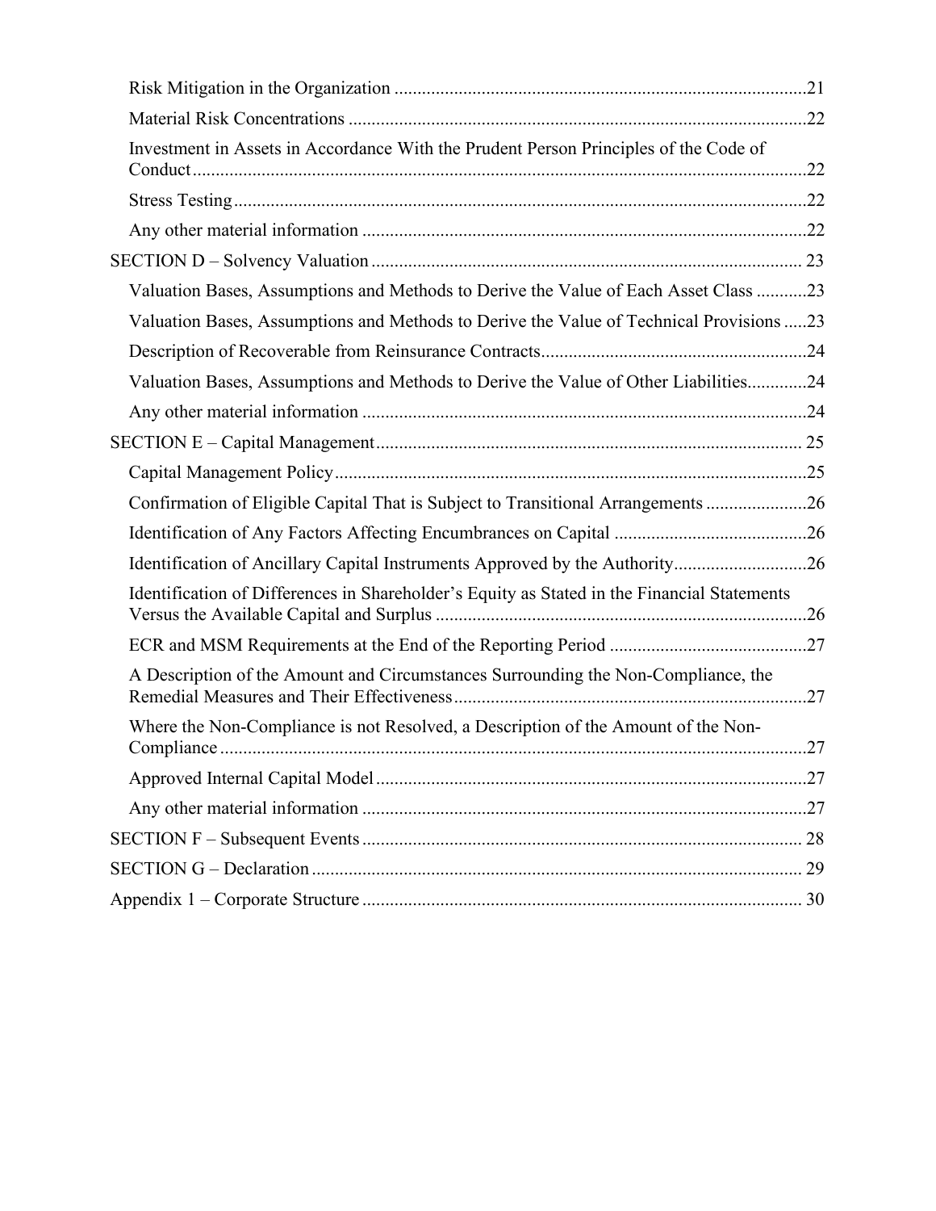- Risk Mitigation in the Organization ......................................................................................21
- Material Risk Concentrations ..................................................................................................22
- Investment in Assets in Accordance With the Prudent Person Principles of the Code of Conduct ....................................................................................................................................22
- Stress Testing ...........................................................................................................................22
- Any other material information ...............................................................................................22

SECTION D – Solvency Valuation ............................................................................................ 23

- Valuation Bases, Assumptions and Methods to Derive the Value of Each Asset Class ...........23
- Valuation Bases, Assumptions and Methods to Derive the Value of Technical Provisions .....23
- Description of Recoverable from Reinsurance Contracts.........................................................24
- Valuation Bases, Assumptions and Methods to Derive the Value of Other Liabilities............24
- Any other material information ...............................................................................................24

SECTION E – Capital Management ........................................................................................... 25

- Capital Management Policy .....................................................................................................25
- Confirmation of Eligible Capital That is Subject to Transitional Arrangements .....................26
- Identification of Any Factors Affecting Encumbrances on Capital .........................................26
- Identification of Ancillary Capital Instruments Approved by the Authority............................26
- Identification of Differences in Shareholder's Equity as Stated in the Financial Statements Versus the Available Capital and Surplus ................................................................................26
- ECR and MSM Requirements at the End of the Reporting Period ..........................................27
- A Description of the Amount and Circumstances Surrounding the Non-Compliance, the Remedial Measures and Their Effectiveness ............................................................................27
- Where the Non-Compliance is not Resolved, a Description of the Amount of the Non-Compliance ..............................................................................................................................27
- Approved Internal Capital Model ............................................................................................27
- Any other material information ...............................................................................................27

SECTION F – Subsequent Events ............................................................................................... 28

SECTION G – Declaration ......................................................................................................... 29

Appendix 1 – Corporate Structure .............................................................................................. 30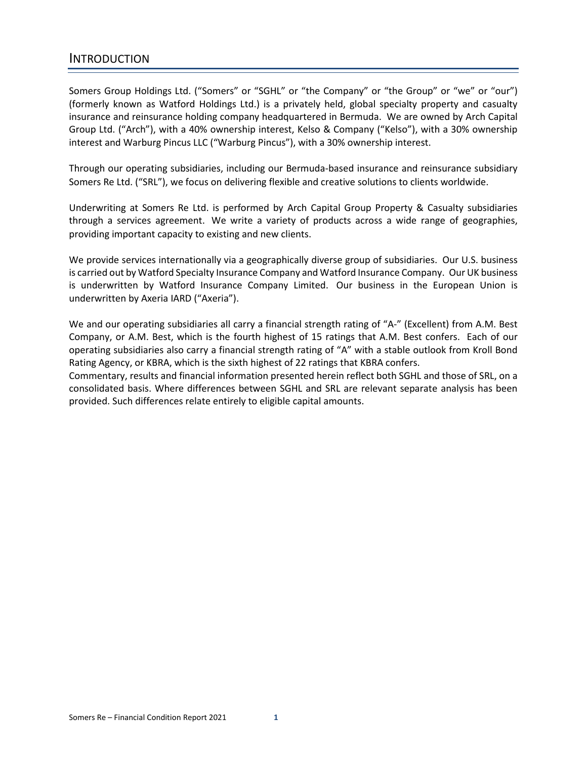# INTRODUCTION

Somers Group Holdings Ltd. ("Somers" or "SGHL" or "the Company" or "the Group" or "we" or "our") (formerly known as Watford Holdings Ltd.) is a privately held, global specialty property and casualty insurance and reinsurance holding company headquartered in Bermuda. We are owned by Arch Capital Group Ltd. ("Arch"), with a 40% ownership interest, Kelso & Company ("Kelso"), with a 30% ownership interest and Warburg Pincus LLC ("Warburg Pincus"), with a 30% ownership interest.

Through our operating subsidiaries, including our Bermuda-based insurance and reinsurance subsidiary Somers Re Ltd. ("SRL"), we focus on delivering flexible and creative solutions to clients worldwide.

Underwriting at Somers Re Ltd. is performed by Arch Capital Group Property & Casualty subsidiaries through a services agreement. We write a variety of products across a wide range of geographies, providing important capacity to existing and new clients.

We provide services internationally via a geographically diverse group of subsidiaries. Our U.S. business is carried out by Watford Specialty Insurance Company and Watford Insurance Company. Our UK business is underwritten by Watford Insurance Company Limited. Our business in the European Union is underwritten by Axeria IARD ("Axeria").

We and our operating subsidiaries all carry a financial strength rating of "A-" (Excellent) from A.M. Best Company, or A.M. Best, which is the fourth highest of 15 ratings that A.M. Best confers. Each of our operating subsidiaries also carry a financial strength rating of "A" with a stable outlook from Kroll Bond Rating Agency, or KBRA, which is the sixth highest of 22 ratings that KBRA confers.

Commentary, results and financial information presented herein reflect both SGHL and those of SRL, on a consolidated basis. Where differences between SGHL and SRL are relevant separate analysis has been provided. Such differences relate entirely to eligible capital amounts.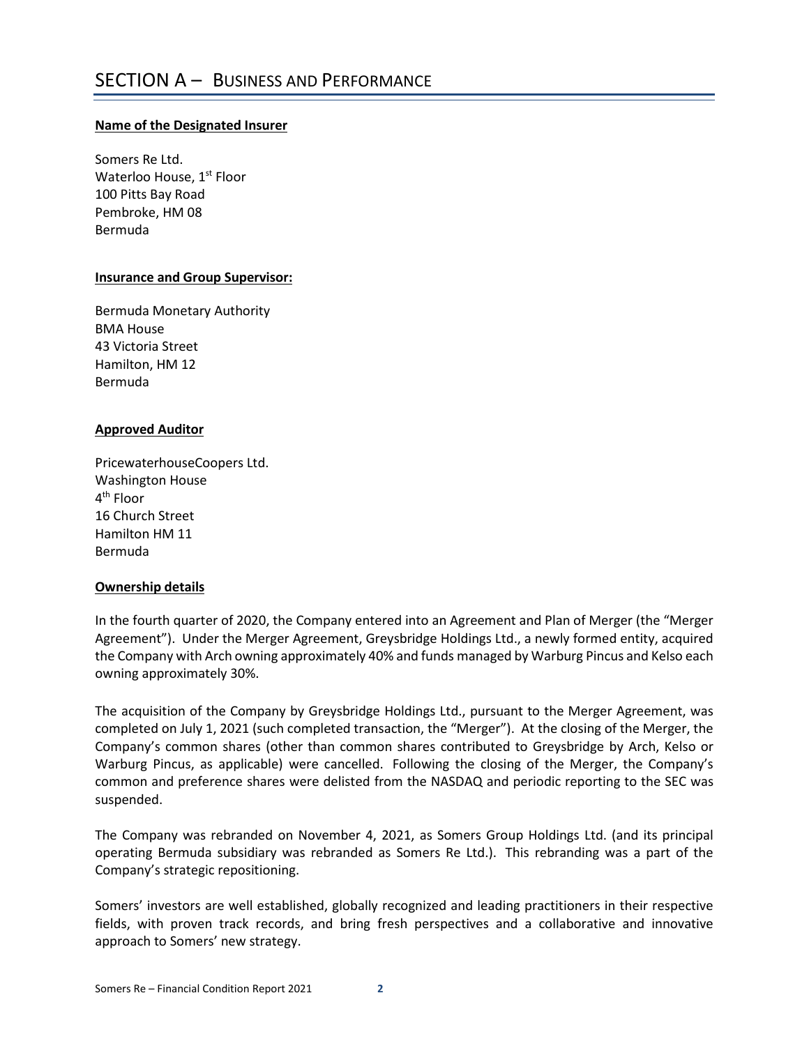# SECTION A – BUSINESS AND PERFORMANCE

**Name of the Designated Insurer**

Somers Re Ltd.
Waterloo House, 1st Floor
100 Pitts Bay Road
Pembroke, HM 08
Bermuda

**Insurance and Group Supervisor:**

Bermuda Monetary Authority
BMA House
43 Victoria Street
Hamilton, HM 12
Bermuda

**Approved Auditor**

PricewaterhouseCoopers Ltd.
Washington House
4th Floor
16 Church Street
Hamilton HM 11
Bermuda

**Ownership details**

In the fourth quarter of 2020, the Company entered into an Agreement and Plan of Merger (the "Merger Agreement"). Under the Merger Agreement, Greysbridge Holdings Ltd., a newly formed entity, acquired the Company with Arch owning approximately 40% and funds managed by Warburg Pincus and Kelso each owning approximately 30%.

The acquisition of the Company by Greysbridge Holdings Ltd., pursuant to the Merger Agreement, was completed on July 1, 2021 (such completed transaction, the "Merger"). At the closing of the Merger, the Company's common shares (other than common shares contributed to Greysbridge by Arch, Kelso or Warburg Pincus, as applicable) were cancelled. Following the closing of the Merger, the Company's common and preference shares were delisted from the NASDAQ and periodic reporting to the SEC was suspended.

The Company was rebranded on November 4, 2021, as Somers Group Holdings Ltd. (and its principal operating Bermuda subsidiary was rebranded as Somers Re Ltd.). This rebranding was a part of the Company's strategic repositioning.

Somers' investors are well established, globally recognized and leading practitioners in their respective fields, with proven track records, and bring fresh perspectives and a collaborative and innovative approach to Somers' new strategy.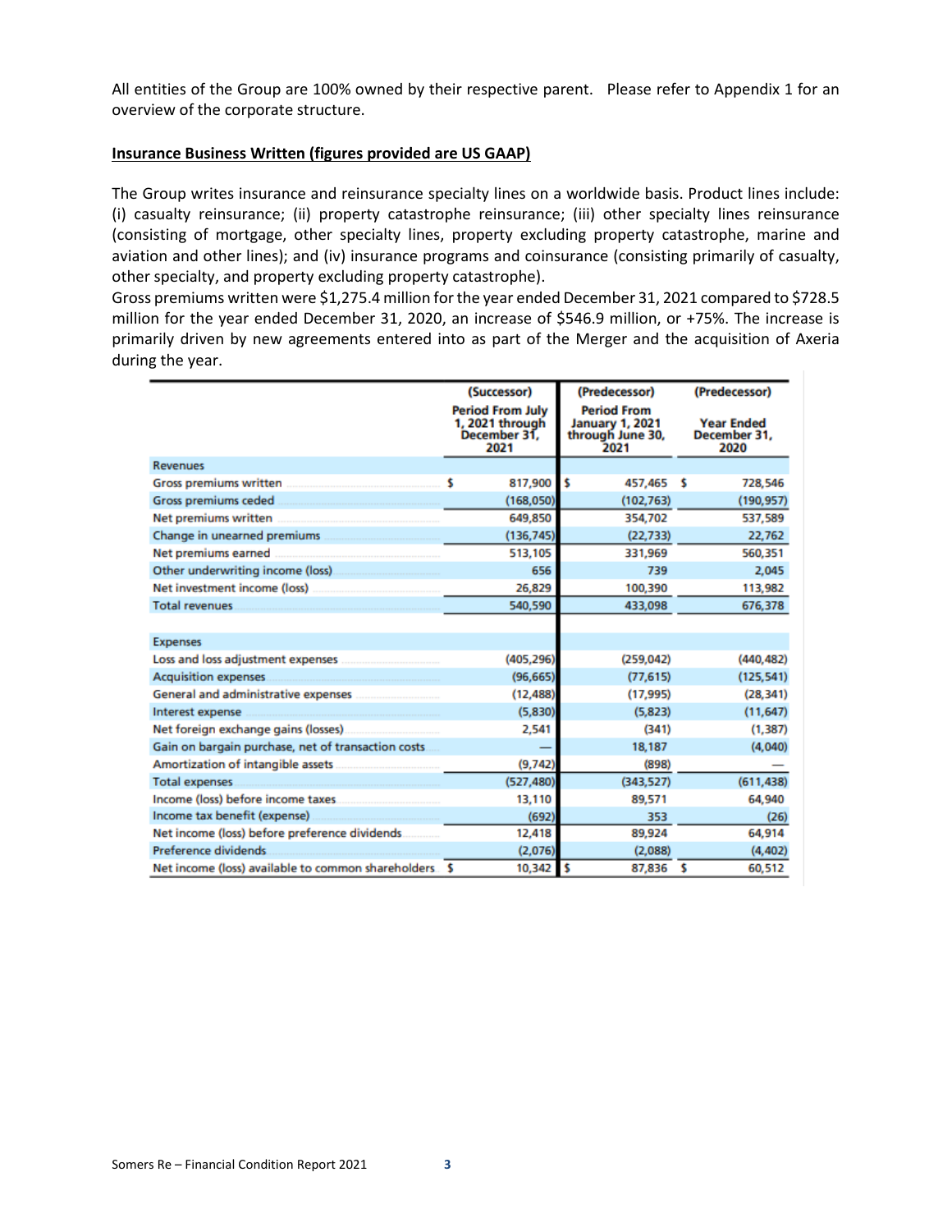All entities of the Group are 100% owned by their respective parent. Please refer to Appendix 1 for an overview of the corporate structure.

**Insurance Business Written (figures provided are US GAAP)**

The Group writes insurance and reinsurance specialty lines on a worldwide basis. Product lines include: (i) casualty reinsurance; (ii) property catastrophe reinsurance; (iii) other specialty lines reinsurance (consisting of mortgage, other specialty lines, property excluding property catastrophe, marine and aviation and other lines); and (iv) insurance programs and coinsurance (consisting primarily of casualty, other specialty, and property excluding property catastrophe).

Gross premiums written were $1,275.4 million for the year ended December 31, 2021 compared to $728.5 million for the year ended December 31, 2020, an increase of $546.9 million, or +75%. The increase is primarily driven by new agreements entered into as part of the Merger and the acquisition of Axeria during the year.

| | (Successor) | (Predecessor) | (Predecessor) |
|---|---|---|---|
| | Period From July 1, 2021 through December 31, 2021 | Period From January 1, 2021 through June 30, 2021 | Year Ended December 31, 2020 |
| **Revenues** | | | |
| Gross premiums written | $ 817,900 | $ 457,465 | $ 728,546 |
| Gross premiums ceded | (168,050) | (102,763) | (190,957) |
| Net premiums written | 649,850 | 354,702 | 537,589 |
| Change in unearned premiums | (136,745) | (22,733) | 22,762 |
| Net premiums earned | 513,105 | 331,969 | 560,351 |
| Other underwriting income (loss) | 656 | 739 | 2,045 |
| Net investment income (loss) | 26,829 | 100,390 | 113,982 |
| Total revenues | 540,590 | 433,098 | 676,378 |
| **Expenses** | | | |
| Loss and loss adjustment expenses | (405,296) | (259,042) | (440,482) |
| Acquisition expenses | (96,665) | (77,615) | (125,541) |
| General and administrative expenses | (12,488) | (17,995) | (28,341) |
| Interest expense | (5,830) | (5,823) | (11,647) |
| Net foreign exchange gains (losses) | 2,541 | (341) | (1,387) |
| Gain on bargain purchase, net of transaction costs | — | 18,187 | (4,040) |
| Amortization of intangible assets | (9,742) | (898) | — |
| Total expenses | (527,480) | (343,527) | (611,438) |
| Income (loss) before income taxes | 13,110 | 89,571 | 64,940 |
| Income tax benefit (expense) | (692) | 353 | (26) |
| Net income (loss) before preference dividends | 12,418 | 89,924 | 64,914 |
| Preference dividends | (2,076) | (2,088) | (4,402) |
| Net income (loss) available to common shareholders | $ 10,342 | $ 87,836 | $ 60,512 |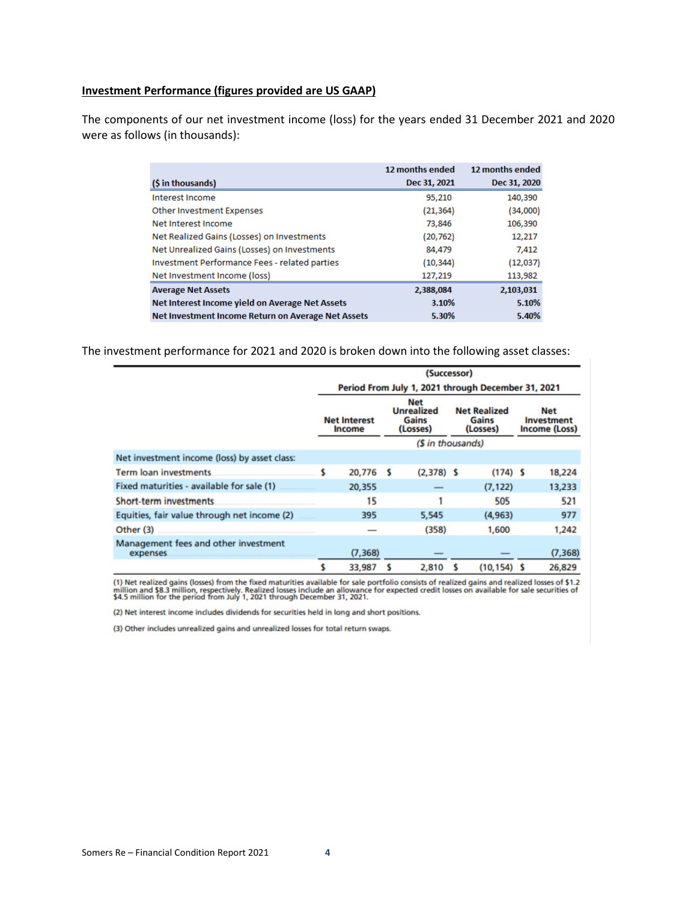**Investment Performance (figures provided are US GAAP)**

The components of our net investment income (loss) for the years ended 31 December 2021 and 2020 were as follows (in thousands):

| ($ in thousands) | 12 months ended Dec 31, 2021 | 12 months ended Dec 31, 2020 |
|---|---|---|
| Interest Income | 95,210 | 140,390 |
| Other Investment Expenses | (21,364) | (34,000) |
| Net Interest Income | 73,846 | 106,390 |
| Net Realized Gains (Losses) on Investments | (20,762) | 12,217 |
| Net Unrealized Gains (Losses) on Investments | 84,479 | 7,412 |
| Investment Performance Fees - related parties | (10,344) | (12,037) |
| Net Investment Income (loss) | 127,219 | 113,982 |
| **Average Net Assets** | **2,388,084** | **2,103,031** |
| **Net Interest Income yield on Average Net Assets** | **3.10%** | **5.10%** |
| **Net Investment Income Return on Average Net Assets** | **5.30%** | **5.40%** |

The investment performance for 2021 and 2020 is broken down into the following asset classes:

| | (Successor) Period From July 1, 2021 through December 31, 2021 | | | |
|---|---|---|---|---|
| | Net Interest Income | Net Unrealized Gains (Losses) | Net Realized Gains (Losses) | Net Investment Income (Loss) |
| | *($ in thousands)* | | | |
| Net investment income (loss) by asset class: | | | | |
| Term loan investments | $ 20,776 | $ (2,378) | $ (174) | $ 18,224 |
| Fixed maturities - available for sale (1) | 20,355 | — | (7,122) | 13,233 |
| Short-term investments | 15 | 1 | 505 | 521 |
| Equities, fair value through net income (2) | 395 | 5,545 | (4,963) | 977 |
| Other (3) | — | (358) | 1,600 | 1,242 |
| Management fees and other investment expenses | (7,368) | — | — | (7,368) |
| | $ 33,987 | $ 2,810 | $ (10,154) | $ 26,829 |

(1) Net realized gains (losses) from the fixed maturities available for sale portfolio consists of realized gains and realized losses of $1.2 million and $8.3 million, respectively. Realized losses include an allowance for expected credit losses on available for sale securities of $4.5 million for the period from July 1, 2021 through December 31, 2021.

(2) Net interest income includes dividends for securities held in long and short positions.

(3) Other includes unrealized gains and unrealized losses for total return swaps.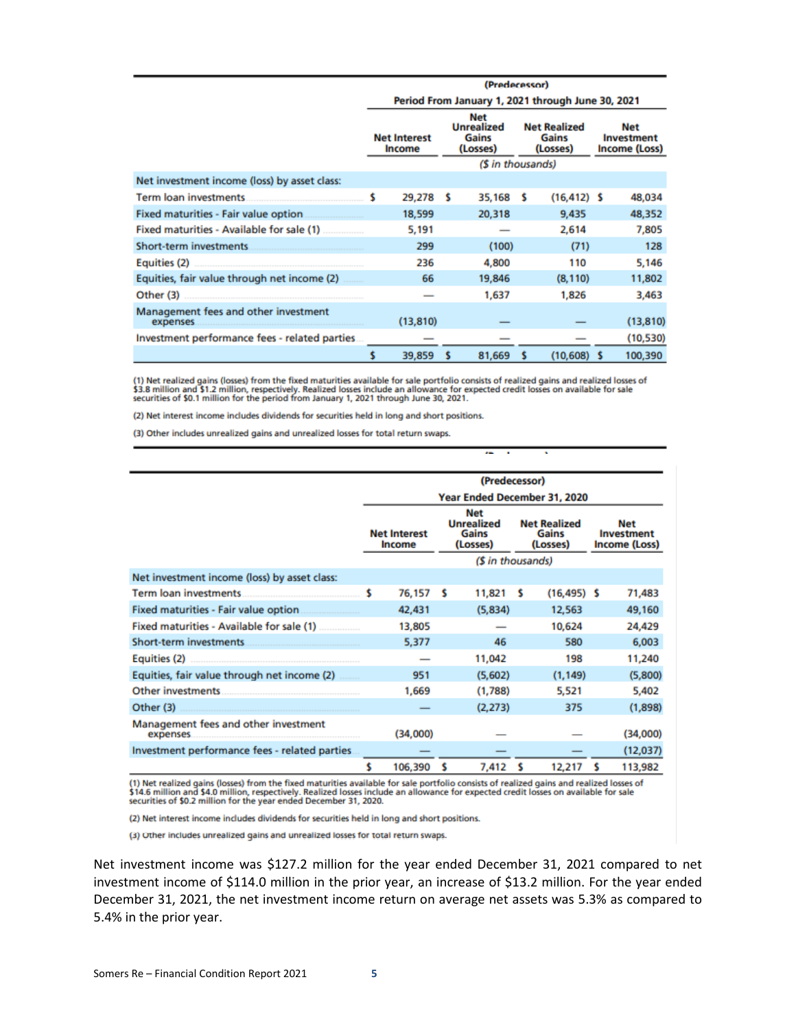| | (Predecessor) | | | |
|---|---|---|---|---|
| | Period From January 1, 2021 through June 30, 2021 | | | |
| | Net Interest Income | Net Unrealized Gains (Losses) | Net Realized Gains (Losses) | Net Investment Income (Loss) |
| | ($ in thousands) | | | |
| Net investment income (loss) by asset class: | | | | |
| Term loan investments | $ 29,278 | $ 35,168 | $ (16,412) | $ 48,034 |
| Fixed maturities - Fair value option | 18,599 | 20,318 | 9,435 | 48,352 |
| Fixed maturities - Available for sale (1) | 5,191 | — | 2,614 | 7,805 |
| Short-term investments | 299 | (100) | (71) | 128 |
| Equities (2) | 236 | 4,800 | 110 | 5,146 |
| Equities, fair value through net income (2) | 66 | 19,846 | (8,110) | 11,802 |
| Other (3) | — | 1,637 | 1,826 | 3,463 |
| Management fees and other investment expenses | (13,810) | — | — | (13,810) |
| Investment performance fees - related parties | — | — | — | (10,530) |
| | $ 39,859 | $ 81,669 | $ (10,608) | $ 100,390 |

(1) Net realized gains (losses) from the fixed maturities available for sale portfolio consists of realized gains and realized losses of $3.8 million and $1.2 million, respectively. Realized losses include an allowance for expected credit losses on available for sale securities of $0.1 million for the period from January 1, 2021 through June 30, 2021.

(2) Net interest income includes dividends for securities held in long and short positions.

(3) Other includes unrealized gains and unrealized losses for total return swaps.

| | (Predecessor) | | | |
|---|---|---|---|---|
| | Year Ended December 31, 2020 | | | |
| | Net Interest Income | Net Unrealized Gains (Losses) | Net Realized Gains (Losses) | Net Investment Income (Loss) |
| | ($ in thousands) | | | |
| Net investment income (loss) by asset class: | | | | |
| Term loan investments | $ 76,157 | $ 11,821 | $ (16,495) | $ 71,483 |
| Fixed maturities - Fair value option | 42,431 | (5,834) | 12,563 | 49,160 |
| Fixed maturities - Available for sale (1) | 13,805 | — | 10,624 | 24,429 |
| Short-term investments | 5,377 | 46 | 580 | 6,003 |
| Equities (2) | — | 11,042 | 198 | 11,240 |
| Equities, fair value through net income (2) | 951 | (5,602) | (1,149) | (5,800) |
| Other investments | 1,669 | (1,788) | 5,521 | 5,402 |
| Other (3) | — | (2,273) | 375 | (1,898) |
| Management fees and other investment expenses | (34,000) | — | — | (34,000) |
| Investment performance fees - related parties | — | — | — | (12,037) |
| | $ 106,390 | $ 7,412 | $ 12,217 | $ 113,982 |

(1) Net realized gains (losses) from the fixed maturities available for sale portfolio consists of realized gains and realized losses of $14.6 million and $4.0 million, respectively. Realized losses include an allowance for expected credit losses on available for sale securities of $0.2 million for the year ended December 31, 2020.

(2) Net interest income includes dividends for securities held in long and short positions.

(3) Other includes unrealized gains and unrealized losses for total return swaps.

Net investment income was $127.2 million for the year ended December 31, 2021 compared to net investment income of $114.0 million in the prior year, an increase of $13.2 million. For the year ended December 31, 2021, the net investment income return on average net assets was 5.3% as compared to 5.4% in the prior year.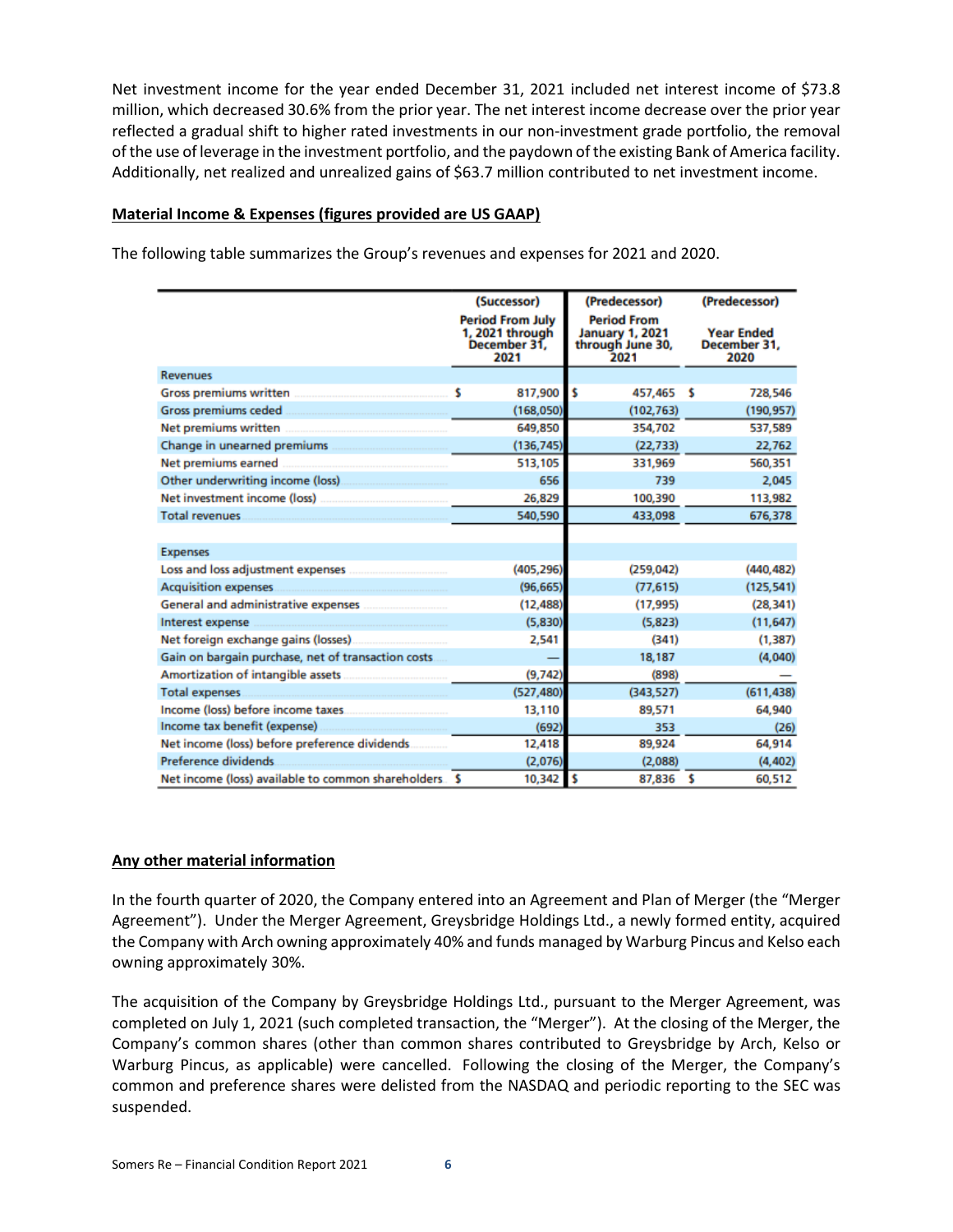Net investment income for the year ended December 31, 2021 included net interest income of $73.8 million, which decreased 30.6% from the prior year. The net interest income decrease over the prior year reflected a gradual shift to higher rated investments in our non-investment grade portfolio, the removal of the use of leverage in the investment portfolio, and the paydown of the existing Bank of America facility. Additionally, net realized and unrealized gains of $63.7 million contributed to net investment income.

**Material Income & Expenses (figures provided are US GAAP)**

The following table summarizes the Group's revenues and expenses for 2021 and 2020.

| | (Successor) Period From July 1, 2021 through December 31, 2021 | (Predecessor) Period From January 1, 2021 through June 30, 2021 | (Predecessor) Year Ended December 31, 2020 |
|---|---|---|---|
| **Revenues** | | | |
| Gross premiums written | $ 817,900 | $ 457,465 | $ 728,546 |
| Gross premiums ceded | (168,050) | (102,763) | (190,957) |
| Net premiums written | 649,850 | 354,702 | 537,589 |
| Change in unearned premiums | (136,745) | (22,733) | 22,762 |
| Net premiums earned | 513,105 | 331,969 | 560,351 |
| Other underwriting income (loss) | 656 | 739 | 2,045 |
| Net investment income (loss) | 26,829 | 100,390 | 113,982 |
| Total revenues | 540,590 | 433,098 | 676,378 |
| | | | |
| **Expenses** | | | |
| Loss and loss adjustment expenses | (405,296) | (259,042) | (440,482) |
| Acquisition expenses | (96,665) | (77,615) | (125,541) |
| General and administrative expenses | (12,488) | (17,995) | (28,341) |
| Interest expense | (5,830) | (5,823) | (11,647) |
| Net foreign exchange gains (losses) | 2,541 | (341) | (1,387) |
| Gain on bargain purchase, net of transaction costs | — | 18,187 | (4,040) |
| Amortization of intangible assets | (9,742) | (898) | — |
| Total expenses | (527,480) | (343,527) | (611,438) |
| Income (loss) before income taxes | 13,110 | 89,571 | 64,940 |
| Income tax benefit (expense) | (692) | 353 | (26) |
| Net income (loss) before preference dividends | 12,418 | 89,924 | 64,914 |
| Preference dividends | (2,076) | (2,088) | (4,402) |
| Net income (loss) available to common shareholders | $ 10,342 | $ 87,836 | $ 60,512 |

**Any other material information**

In the fourth quarter of 2020, the Company entered into an Agreement and Plan of Merger (the "Merger Agreement"). Under the Merger Agreement, Greysbridge Holdings Ltd., a newly formed entity, acquired the Company with Arch owning approximately 40% and funds managed by Warburg Pincus and Kelso each owning approximately 30%.

The acquisition of the Company by Greysbridge Holdings Ltd., pursuant to the Merger Agreement, was completed on July 1, 2021 (such completed transaction, the "Merger"). At the closing of the Merger, the Company's common shares (other than common shares contributed to Greysbridge by Arch, Kelso or Warburg Pincus, as applicable) were cancelled. Following the closing of the Merger, the Company's common and preference shares were delisted from the NASDAQ and periodic reporting to the SEC was suspended.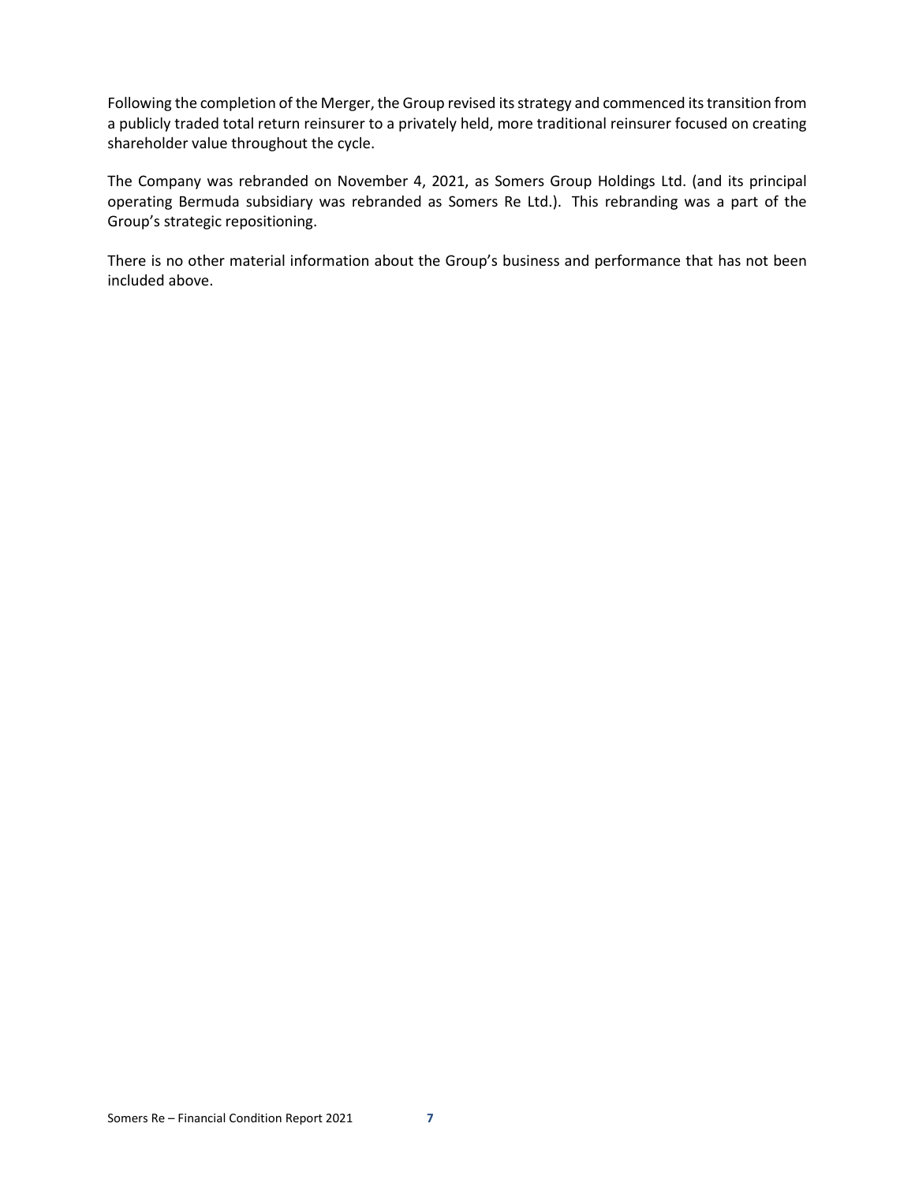Following the completion of the Merger, the Group revised its strategy and commenced its transition from a publicly traded total return reinsurer to a privately held, more traditional reinsurer focused on creating shareholder value throughout the cycle.

The Company was rebranded on November 4, 2021, as Somers Group Holdings Ltd. (and its principal operating Bermuda subsidiary was rebranded as Somers Re Ltd.). This rebranding was a part of the Group's strategic repositioning.

There is no other material information about the Group's business and performance that has not been included above.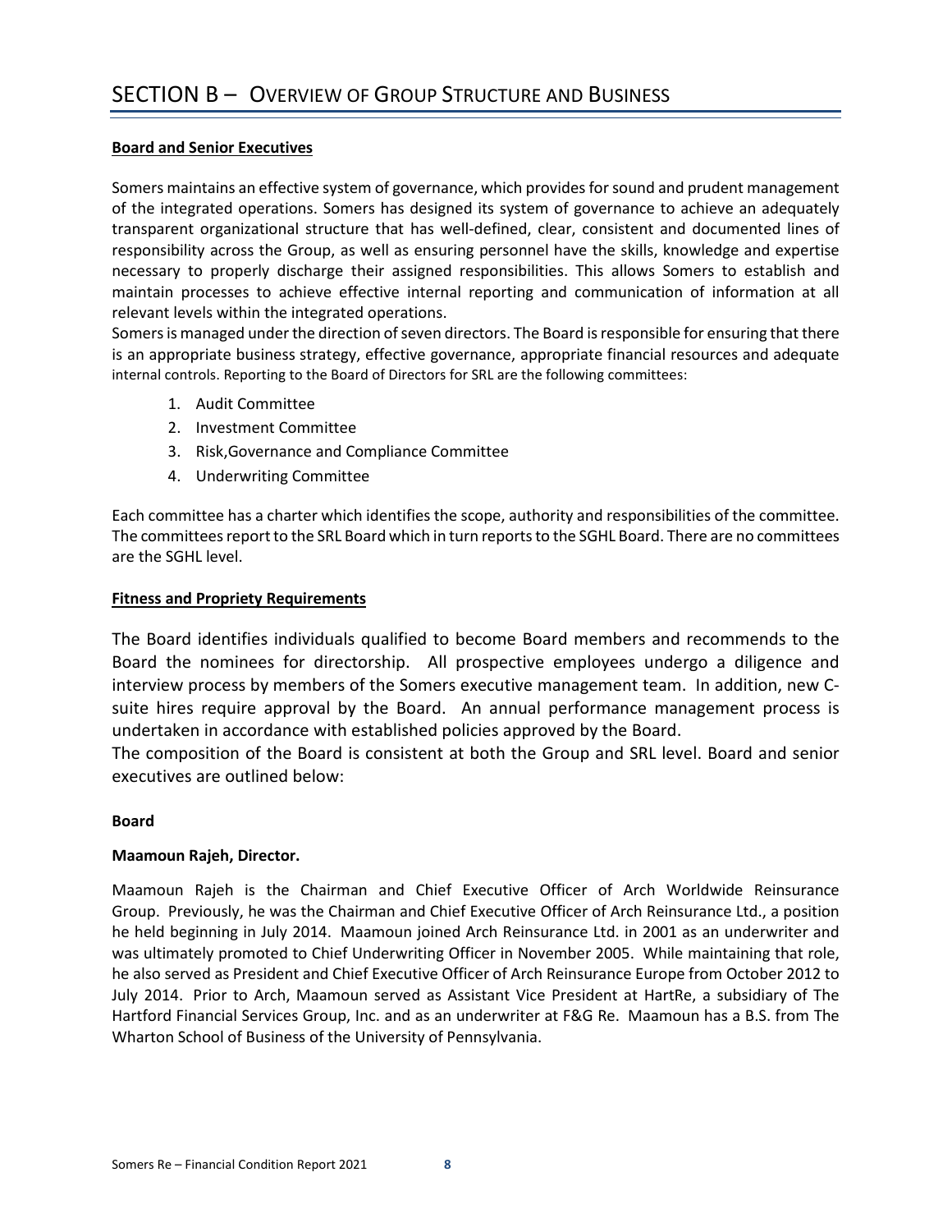# SECTION B – OVERVIEW OF GROUP STRUCTURE AND BUSINESS

**Board and Senior Executives**

Somers maintains an effective system of governance, which provides for sound and prudent management of the integrated operations. Somers has designed its system of governance to achieve an adequately transparent organizational structure that has well-defined, clear, consistent and documented lines of responsibility across the Group, as well as ensuring personnel have the skills, knowledge and expertise necessary to properly discharge their assigned responsibilities. This allows Somers to establish and maintain processes to achieve effective internal reporting and communication of information at all relevant levels within the integrated operations.

Somers is managed under the direction of seven directors. The Board is responsible for ensuring that there is an appropriate business strategy, effective governance, appropriate financial resources and adequate internal controls. Reporting to the Board of Directors for SRL are the following committees:

1. Audit Committee
2. Investment Committee
3. Risk,Governance and Compliance Committee
4. Underwriting Committee

Each committee has a charter which identifies the scope, authority and responsibilities of the committee. The committees report to the SRL Board which in turn reports to the SGHL Board. There are no committees are the SGHL level.

**Fitness and Propriety Requirements**

The Board identifies individuals qualified to become Board members and recommends to the Board the nominees for directorship. All prospective employees undergo a diligence and interview process by members of the Somers executive management team. In addition, new C-suite hires require approval by the Board. An annual performance management process is undertaken in accordance with established policies approved by the Board.

The composition of the Board is consistent at both the Group and SRL level. Board and senior executives are outlined below:

**Board**

**Maamoun Rajeh, Director.**

Maamoun Rajeh is the Chairman and Chief Executive Officer of Arch Worldwide Reinsurance Group. Previously, he was the Chairman and Chief Executive Officer of Arch Reinsurance Ltd., a position he held beginning in July 2014. Maamoun joined Arch Reinsurance Ltd. in 2001 as an underwriter and was ultimately promoted to Chief Underwriting Officer in November 2005. While maintaining that role, he also served as President and Chief Executive Officer of Arch Reinsurance Europe from October 2012 to July 2014. Prior to Arch, Maamoun served as Assistant Vice President at HartRe, a subsidiary of The Hartford Financial Services Group, Inc. and as an underwriter at F&G Re. Maamoun has a B.S. from The Wharton School of Business of the University of Pennsylvania.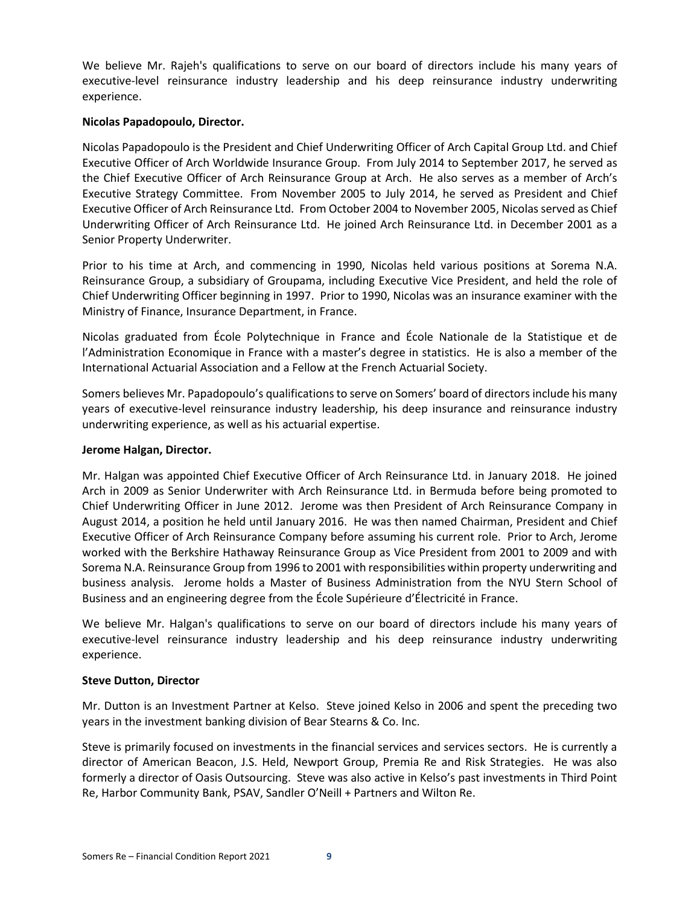We believe Mr. Rajeh's qualifications to serve on our board of directors include his many years of executive-level reinsurance industry leadership and his deep reinsurance industry underwriting experience.

**Nicolas Papadopoulo, Director.**

Nicolas Papadopoulo is the President and Chief Underwriting Officer of Arch Capital Group Ltd. and Chief Executive Officer of Arch Worldwide Insurance Group. From July 2014 to September 2017, he served as the Chief Executive Officer of Arch Reinsurance Group at Arch. He also serves as a member of Arch's Executive Strategy Committee. From November 2005 to July 2014, he served as President and Chief Executive Officer of Arch Reinsurance Ltd. From October 2004 to November 2005, Nicolas served as Chief Underwriting Officer of Arch Reinsurance Ltd. He joined Arch Reinsurance Ltd. in December 2001 as a Senior Property Underwriter.

Prior to his time at Arch, and commencing in 1990, Nicolas held various positions at Sorema N.A. Reinsurance Group, a subsidiary of Groupama, including Executive Vice President, and held the role of Chief Underwriting Officer beginning in 1997. Prior to 1990, Nicolas was an insurance examiner with the Ministry of Finance, Insurance Department, in France.

Nicolas graduated from École Polytechnique in France and École Nationale de la Statistique et de l'Administration Economique in France with a master's degree in statistics. He is also a member of the International Actuarial Association and a Fellow at the French Actuarial Society.

Somers believes Mr. Papadopoulo's qualifications to serve on Somers' board of directors include his many years of executive-level reinsurance industry leadership, his deep insurance and reinsurance industry underwriting experience, as well as his actuarial expertise.

**Jerome Halgan, Director.**

Mr. Halgan was appointed Chief Executive Officer of Arch Reinsurance Ltd. in January 2018. He joined Arch in 2009 as Senior Underwriter with Arch Reinsurance Ltd. in Bermuda before being promoted to Chief Underwriting Officer in June 2012. Jerome was then President of Arch Reinsurance Company in August 2014, a position he held until January 2016. He was then named Chairman, President and Chief Executive Officer of Arch Reinsurance Company before assuming his current role. Prior to Arch, Jerome worked with the Berkshire Hathaway Reinsurance Group as Vice President from 2001 to 2009 and with Sorema N.A. Reinsurance Group from 1996 to 2001 with responsibilities within property underwriting and business analysis. Jerome holds a Master of Business Administration from the NYU Stern School of Business and an engineering degree from the École Supérieure d'Électricité in France.

We believe Mr. Halgan's qualifications to serve on our board of directors include his many years of executive-level reinsurance industry leadership and his deep reinsurance industry underwriting experience.

**Steve Dutton, Director**

Mr. Dutton is an Investment Partner at Kelso. Steve joined Kelso in 2006 and spent the preceding two years in the investment banking division of Bear Stearns & Co. Inc.

Steve is primarily focused on investments in the financial services and services sectors. He is currently a director of American Beacon, J.S. Held, Newport Group, Premia Re and Risk Strategies. He was also formerly a director of Oasis Outsourcing. Steve was also active in Kelso's past investments in Third Point Re, Harbor Community Bank, PSAV, Sandler O'Neill + Partners and Wilton Re.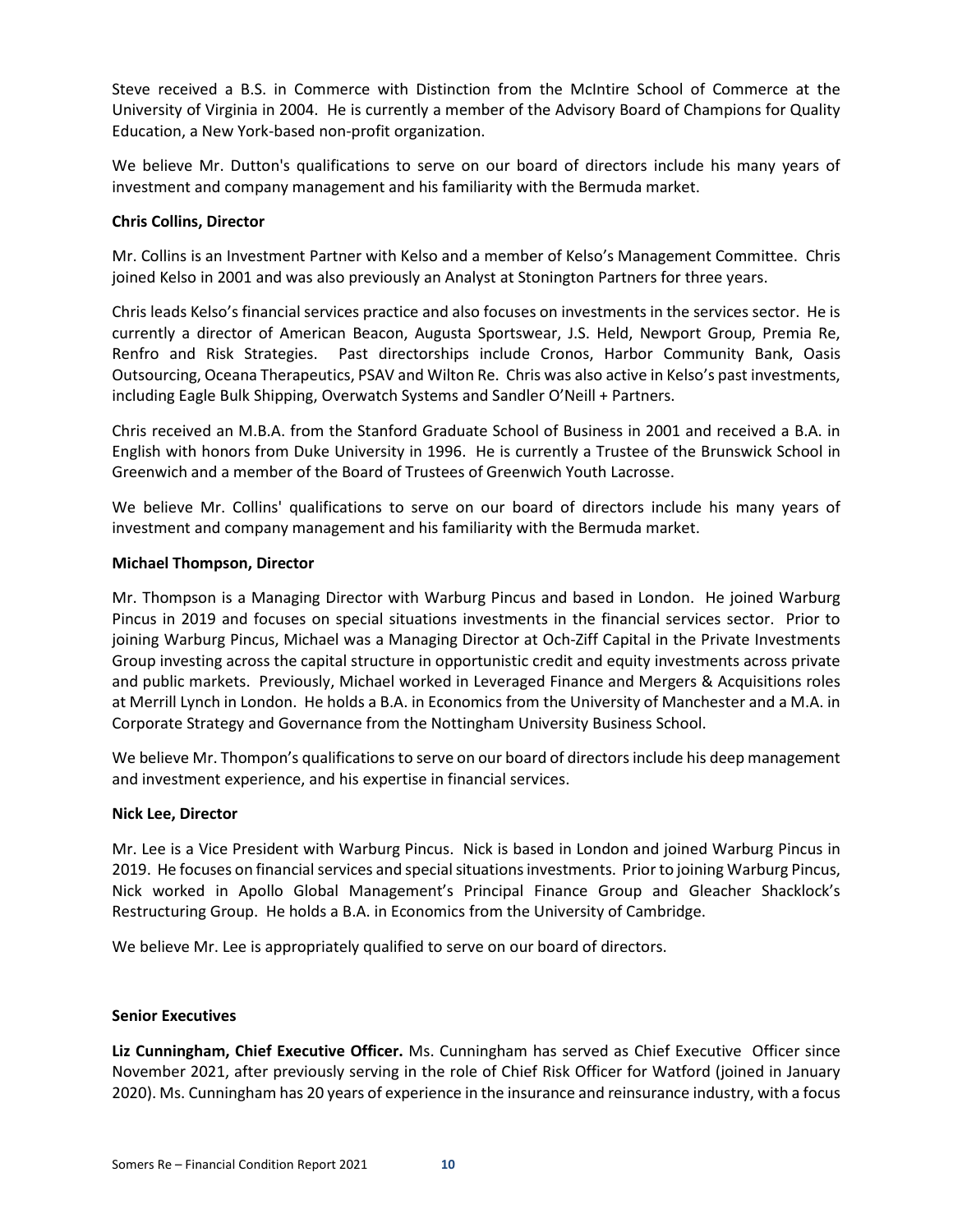Steve received a B.S. in Commerce with Distinction from the McIntire School of Commerce at the University of Virginia in 2004. He is currently a member of the Advisory Board of Champions for Quality Education, a New York-based non-profit organization.

We believe Mr. Dutton's qualifications to serve on our board of directors include his many years of investment and company management and his familiarity with the Bermuda market.

**Chris Collins, Director**

Mr. Collins is an Investment Partner with Kelso and a member of Kelso's Management Committee. Chris joined Kelso in 2001 and was also previously an Analyst at Stonington Partners for three years.

Chris leads Kelso's financial services practice and also focuses on investments in the services sector. He is currently a director of American Beacon, Augusta Sportswear, J.S. Held, Newport Group, Premia Re, Renfro and Risk Strategies. Past directorships include Cronos, Harbor Community Bank, Oasis Outsourcing, Oceana Therapeutics, PSAV and Wilton Re. Chris was also active in Kelso's past investments, including Eagle Bulk Shipping, Overwatch Systems and Sandler O'Neill + Partners.

Chris received an M.B.A. from the Stanford Graduate School of Business in 2001 and received a B.A. in English with honors from Duke University in 1996. He is currently a Trustee of the Brunswick School in Greenwich and a member of the Board of Trustees of Greenwich Youth Lacrosse.

We believe Mr. Collins' qualifications to serve on our board of directors include his many years of investment and company management and his familiarity with the Bermuda market.

**Michael Thompson, Director**

Mr. Thompson is a Managing Director with Warburg Pincus and based in London. He joined Warburg Pincus in 2019 and focuses on special situations investments in the financial services sector. Prior to joining Warburg Pincus, Michael was a Managing Director at Och-Ziff Capital in the Private Investments Group investing across the capital structure in opportunistic credit and equity investments across private and public markets. Previously, Michael worked in Leveraged Finance and Mergers & Acquisitions roles at Merrill Lynch in London. He holds a B.A. in Economics from the University of Manchester and a M.A. in Corporate Strategy and Governance from the Nottingham University Business School.

We believe Mr. Thompon's qualifications to serve on our board of directors include his deep management and investment experience, and his expertise in financial services.

**Nick Lee, Director**

Mr. Lee is a Vice President with Warburg Pincus. Nick is based in London and joined Warburg Pincus in 2019. He focuses on financial services and special situations investments. Prior to joining Warburg Pincus, Nick worked in Apollo Global Management's Principal Finance Group and Gleacher Shacklock's Restructuring Group. He holds a B.A. in Economics from the University of Cambridge.

We believe Mr. Lee is appropriately qualified to serve on our board of directors.

**Senior Executives**

**Liz Cunningham, Chief Executive Officer.** Ms. Cunningham has served as Chief Executive Officer since November 2021, after previously serving in the role of Chief Risk Officer for Watford (joined in January 2020). Ms. Cunningham has 20 years of experience in the insurance and reinsurance industry, with a focus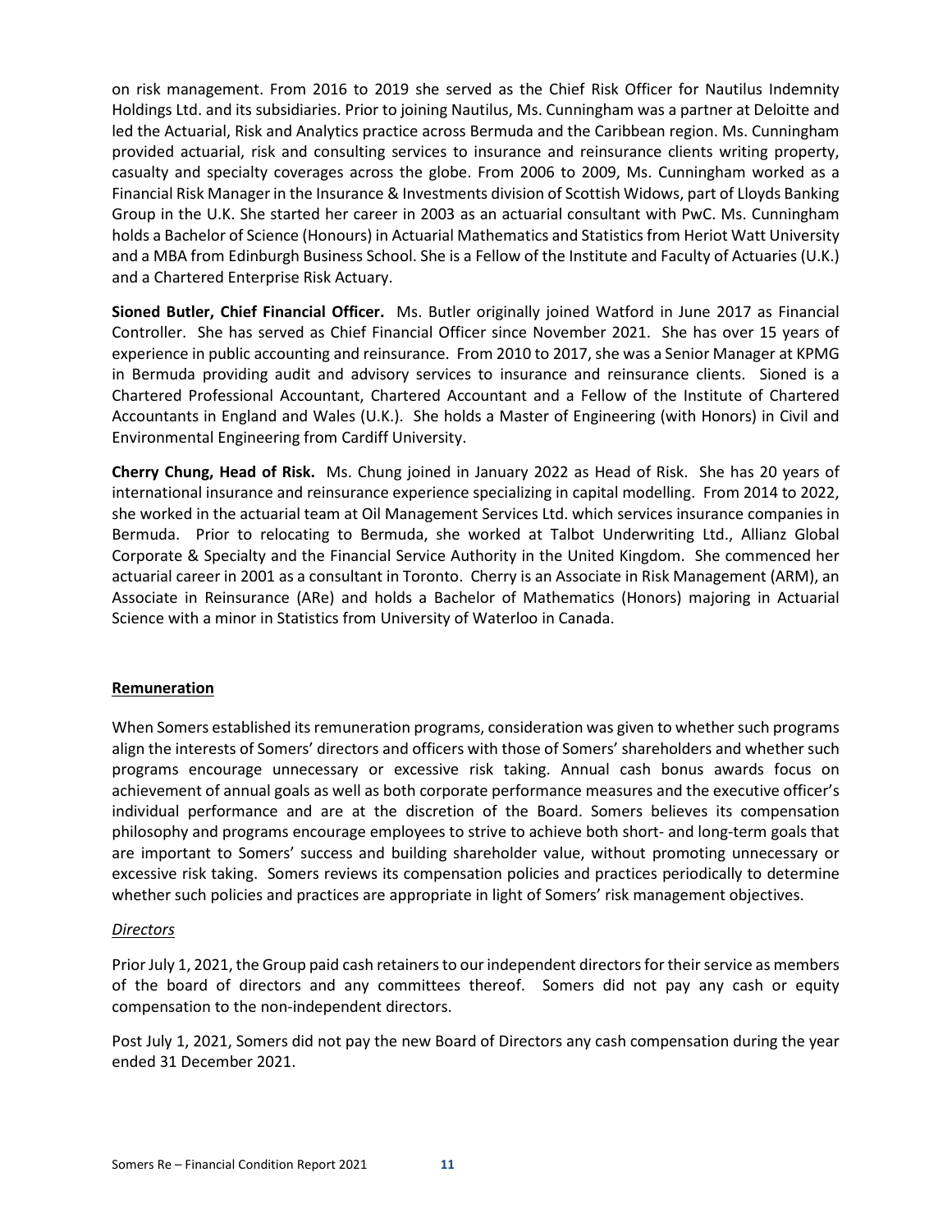on risk management. From 2016 to 2019 she served as the Chief Risk Officer for Nautilus Indemnity Holdings Ltd. and its subsidiaries. Prior to joining Nautilus, Ms. Cunningham was a partner at Deloitte and led the Actuarial, Risk and Analytics practice across Bermuda and the Caribbean region. Ms. Cunningham provided actuarial, risk and consulting services to insurance and reinsurance clients writing property, casualty and specialty coverages across the globe. From 2006 to 2009, Ms. Cunningham worked as a Financial Risk Manager in the Insurance & Investments division of Scottish Widows, part of Lloyds Banking Group in the U.K. She started her career in 2003 as an actuarial consultant with PwC. Ms. Cunningham holds a Bachelor of Science (Honours) in Actuarial Mathematics and Statistics from Heriot Watt University and a MBA from Edinburgh Business School. She is a Fellow of the Institute and Faculty of Actuaries (U.K.) and a Chartered Enterprise Risk Actuary.

**Sioned Butler, Chief Financial Officer.** Ms. Butler originally joined Watford in June 2017 as Financial Controller. She has served as Chief Financial Officer since November 2021. She has over 15 years of experience in public accounting and reinsurance. From 2010 to 2017, she was a Senior Manager at KPMG in Bermuda providing audit and advisory services to insurance and reinsurance clients. Sioned is a Chartered Professional Accountant, Chartered Accountant and a Fellow of the Institute of Chartered Accountants in England and Wales (U.K.). She holds a Master of Engineering (with Honors) in Civil and Environmental Engineering from Cardiff University.

**Cherry Chung, Head of Risk.** Ms. Chung joined in January 2022 as Head of Risk. She has 20 years of international insurance and reinsurance experience specializing in capital modelling. From 2014 to 2022, she worked in the actuarial team at Oil Management Services Ltd. which services insurance companies in Bermuda. Prior to relocating to Bermuda, she worked at Talbot Underwriting Ltd., Allianz Global Corporate & Specialty and the Financial Service Authority in the United Kingdom. She commenced her actuarial career in 2001 as a consultant in Toronto. Cherry is an Associate in Risk Management (ARM), an Associate in Reinsurance (ARe) and holds a Bachelor of Mathematics (Honors) majoring in Actuarial Science with a minor in Statistics from University of Waterloo in Canada.

## Remuneration

When Somers established its remuneration programs, consideration was given to whether such programs align the interests of Somers' directors and officers with those of Somers' shareholders and whether such programs encourage unnecessary or excessive risk taking. Annual cash bonus awards focus on achievement of annual goals as well as both corporate performance measures and the executive officer's individual performance and are at the discretion of the Board. Somers believes its compensation philosophy and programs encourage employees to strive to achieve both short- and long-term goals that are important to Somers' success and building shareholder value, without promoting unnecessary or excessive risk taking. Somers reviews its compensation policies and practices periodically to determine whether such policies and practices are appropriate in light of Somers' risk management objectives.

### *Directors*

Prior July 1, 2021, the Group paid cash retainers to our independent directors for their service as members of the board of directors and any committees thereof. Somers did not pay any cash or equity compensation to the non-independent directors.

Post July 1, 2021, Somers did not pay the new Board of Directors any cash compensation during the year ended 31 December 2021.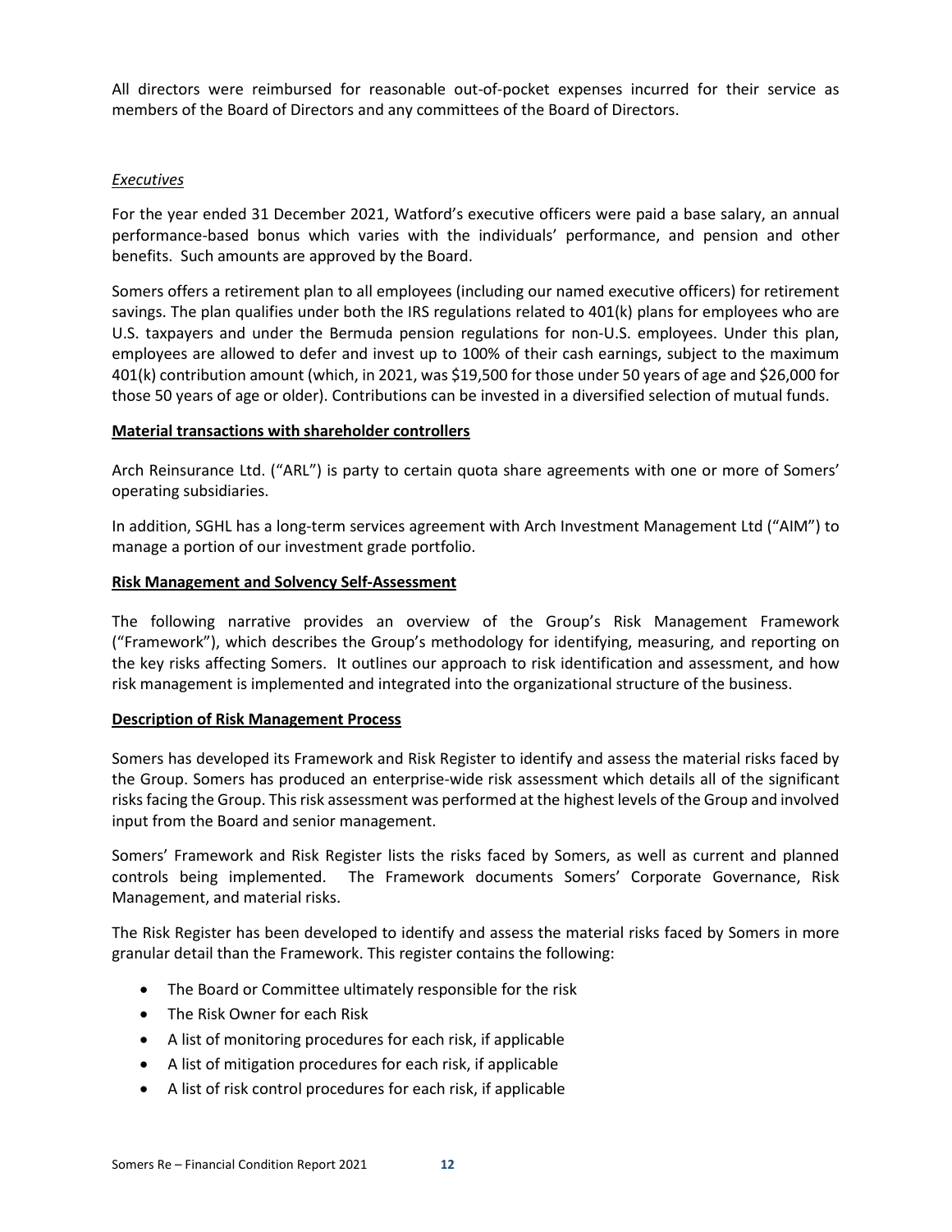All directors were reimbursed for reasonable out-of-pocket expenses incurred for their service as members of the Board of Directors and any committees of the Board of Directors.

*Executives*

For the year ended 31 December 2021, Watford's executive officers were paid a base salary, an annual performance-based bonus which varies with the individuals' performance, and pension and other benefits. Such amounts are approved by the Board.

Somers offers a retirement plan to all employees (including our named executive officers) for retirement savings. The plan qualifies under both the IRS regulations related to 401(k) plans for employees who are U.S. taxpayers and under the Bermuda pension regulations for non-U.S. employees. Under this plan, employees are allowed to defer and invest up to 100% of their cash earnings, subject to the maximum 401(k) contribution amount (which, in 2021, was $19,500 for those under 50 years of age and $26,000 for those 50 years of age or older). Contributions can be invested in a diversified selection of mutual funds.

**Material transactions with shareholder controllers**

Arch Reinsurance Ltd. ("ARL") is party to certain quota share agreements with one or more of Somers' operating subsidiaries.

In addition, SGHL has a long-term services agreement with Arch Investment Management Ltd ("AIM") to manage a portion of our investment grade portfolio.

**Risk Management and Solvency Self-Assessment**

The following narrative provides an overview of the Group's Risk Management Framework ("Framework"), which describes the Group's methodology for identifying, measuring, and reporting on the key risks affecting Somers. It outlines our approach to risk identification and assessment, and how risk management is implemented and integrated into the organizational structure of the business.

**Description of Risk Management Process**

Somers has developed its Framework and Risk Register to identify and assess the material risks faced by the Group. Somers has produced an enterprise-wide risk assessment which details all of the significant risks facing the Group. This risk assessment was performed at the highest levels of the Group and involved input from the Board and senior management.

Somers' Framework and Risk Register lists the risks faced by Somers, as well as current and planned controls being implemented. The Framework documents Somers' Corporate Governance, Risk Management, and material risks.

The Risk Register has been developed to identify and assess the material risks faced by Somers in more granular detail than the Framework. This register contains the following:

- The Board or Committee ultimately responsible for the risk
- The Risk Owner for each Risk
- A list of monitoring procedures for each risk, if applicable
- A list of mitigation procedures for each risk, if applicable
- A list of risk control procedures for each risk, if applicable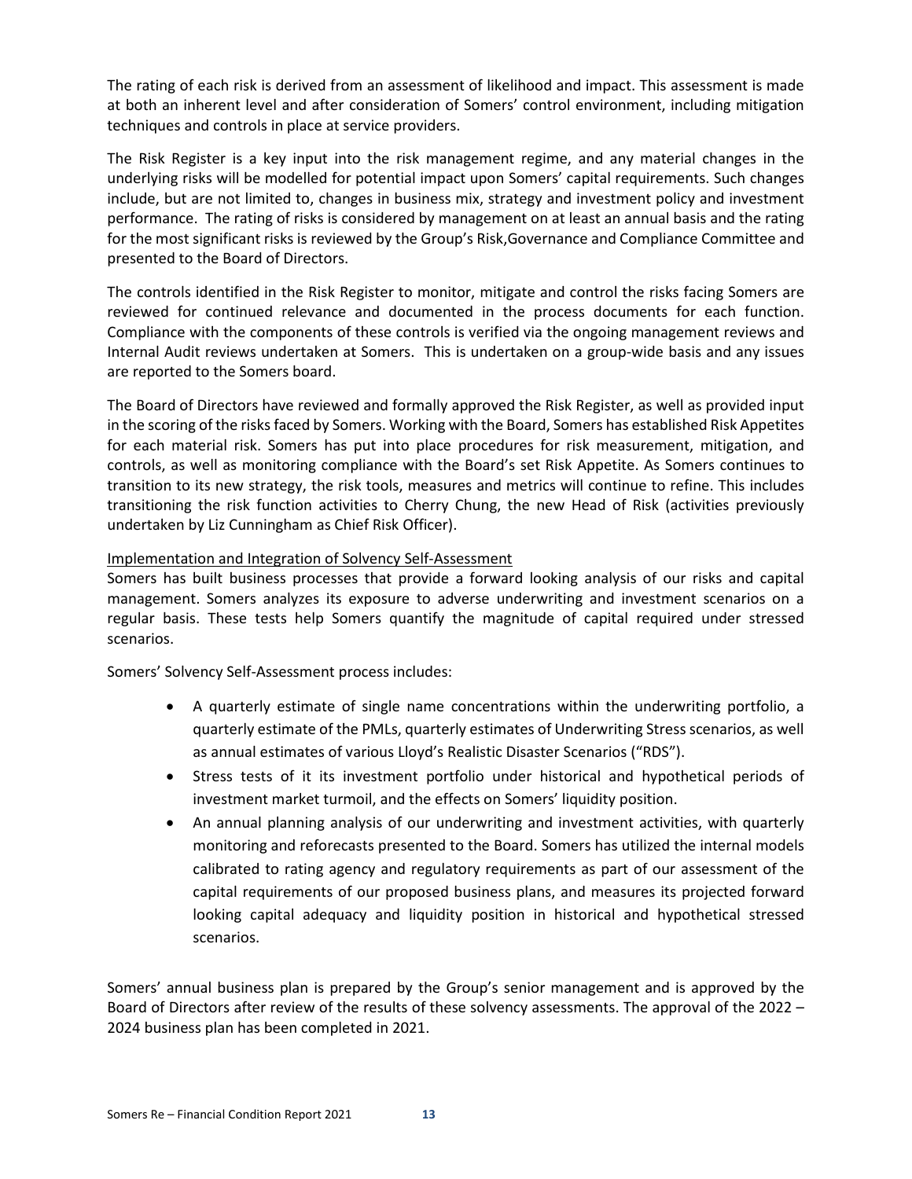The rating of each risk is derived from an assessment of likelihood and impact. This assessment is made at both an inherent level and after consideration of Somers' control environment, including mitigation techniques and controls in place at service providers.

The Risk Register is a key input into the risk management regime, and any material changes in the underlying risks will be modelled for potential impact upon Somers' capital requirements. Such changes include, but are not limited to, changes in business mix, strategy and investment policy and investment performance. The rating of risks is considered by management on at least an annual basis and the rating for the most significant risks is reviewed by the Group's Risk,Governance and Compliance Committee and presented to the Board of Directors.

The controls identified in the Risk Register to monitor, mitigate and control the risks facing Somers are reviewed for continued relevance and documented in the process documents for each function. Compliance with the components of these controls is verified via the ongoing management reviews and Internal Audit reviews undertaken at Somers. This is undertaken on a group-wide basis and any issues are reported to the Somers board.

The Board of Directors have reviewed and formally approved the Risk Register, as well as provided input in the scoring of the risks faced by Somers. Working with the Board, Somers has established Risk Appetites for each material risk. Somers has put into place procedures for risk measurement, mitigation, and controls, as well as monitoring compliance with the Board's set Risk Appetite. As Somers continues to transition to its new strategy, the risk tools, measures and metrics will continue to refine. This includes transitioning the risk function activities to Cherry Chung, the new Head of Risk (activities previously undertaken by Liz Cunningham as Chief Risk Officer).

Implementation and Integration of Solvency Self-Assessment

Somers has built business processes that provide a forward looking analysis of our risks and capital management. Somers analyzes its exposure to adverse underwriting and investment scenarios on a regular basis. These tests help Somers quantify the magnitude of capital required under stressed scenarios.

Somers' Solvency Self-Assessment process includes:

- A quarterly estimate of single name concentrations within the underwriting portfolio, a quarterly estimate of the PMLs, quarterly estimates of Underwriting Stress scenarios, as well as annual estimates of various Lloyd's Realistic Disaster Scenarios ("RDS").
- Stress tests of it its investment portfolio under historical and hypothetical periods of investment market turmoil, and the effects on Somers' liquidity position.
- An annual planning analysis of our underwriting and investment activities, with quarterly monitoring and reforecasts presented to the Board. Somers has utilized the internal models calibrated to rating agency and regulatory requirements as part of our assessment of the capital requirements of our proposed business plans, and measures its projected forward looking capital adequacy and liquidity position in historical and hypothetical stressed scenarios.

Somers' annual business plan is prepared by the Group's senior management and is approved by the Board of Directors after review of the results of these solvency assessments. The approval of the 2022 – 2024 business plan has been completed in 2021.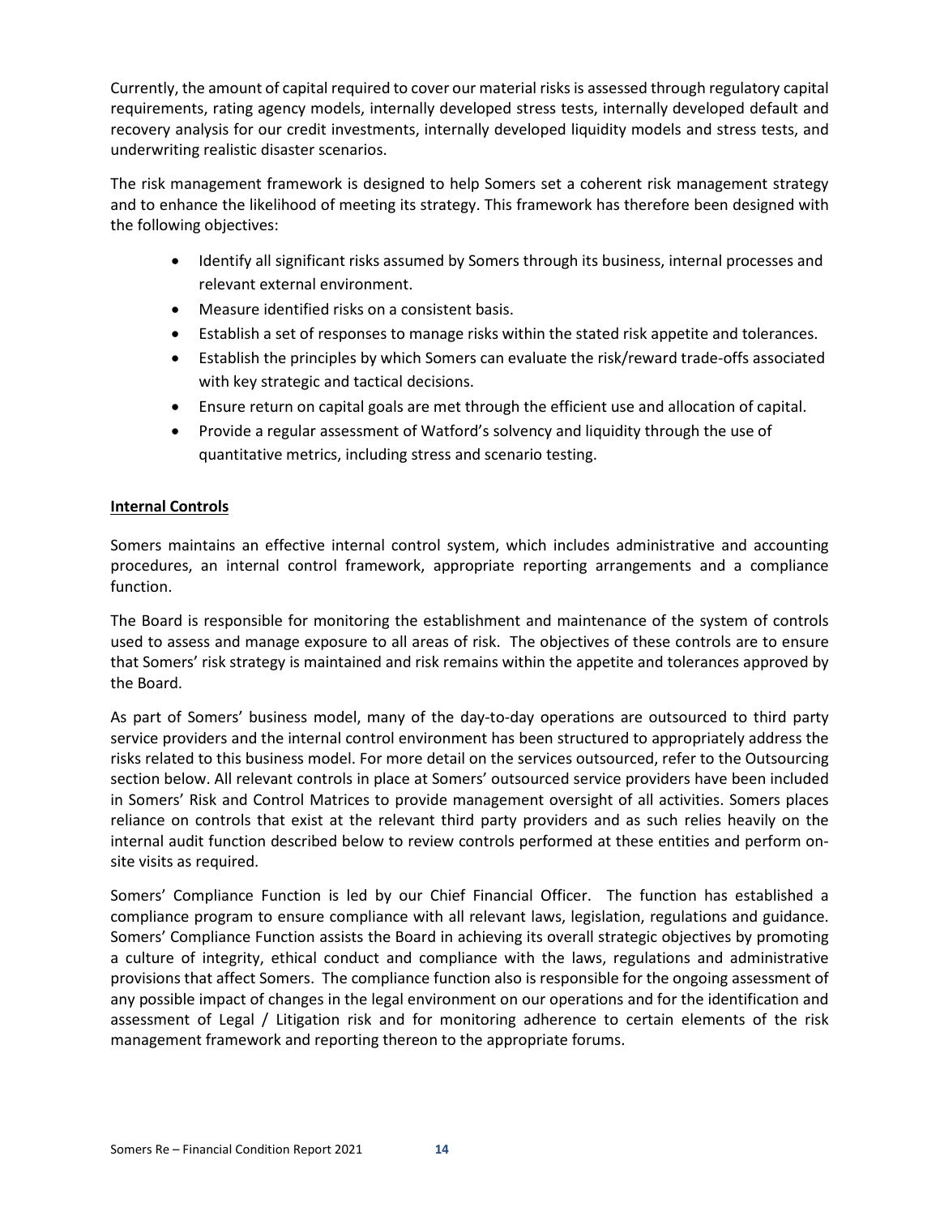Currently, the amount of capital required to cover our material risks is assessed through regulatory capital requirements, rating agency models, internally developed stress tests, internally developed default and recovery analysis for our credit investments, internally developed liquidity models and stress tests, and underwriting realistic disaster scenarios.

The risk management framework is designed to help Somers set a coherent risk management strategy and to enhance the likelihood of meeting its strategy. This framework has therefore been designed with the following objectives:

- Identify all significant risks assumed by Somers through its business, internal processes and relevant external environment.
- Measure identified risks on a consistent basis.
- Establish a set of responses to manage risks within the stated risk appetite and tolerances.
- Establish the principles by which Somers can evaluate the risk/reward trade-offs associated with key strategic and tactical decisions.
- Ensure return on capital goals are met through the efficient use and allocation of capital.
- Provide a regular assessment of Watford's solvency and liquidity through the use of quantitative metrics, including stress and scenario testing.

**Internal Controls**

Somers maintains an effective internal control system, which includes administrative and accounting procedures, an internal control framework, appropriate reporting arrangements and a compliance function.

The Board is responsible for monitoring the establishment and maintenance of the system of controls used to assess and manage exposure to all areas of risk. The objectives of these controls are to ensure that Somers' risk strategy is maintained and risk remains within the appetite and tolerances approved by the Board.

As part of Somers' business model, many of the day-to-day operations are outsourced to third party service providers and the internal control environment has been structured to appropriately address the risks related to this business model. For more detail on the services outsourced, refer to the Outsourcing section below. All relevant controls in place at Somers' outsourced service providers have been included in Somers' Risk and Control Matrices to provide management oversight of all activities. Somers places reliance on controls that exist at the relevant third party providers and as such relies heavily on the internal audit function described below to review controls performed at these entities and perform on-site visits as required.

Somers' Compliance Function is led by our Chief Financial Officer. The function has established a compliance program to ensure compliance with all relevant laws, legislation, regulations and guidance. Somers' Compliance Function assists the Board in achieving its overall strategic objectives by promoting a culture of integrity, ethical conduct and compliance with the laws, regulations and administrative provisions that affect Somers. The compliance function also is responsible for the ongoing assessment of any possible impact of changes in the legal environment on our operations and for the identification and assessment of Legal / Litigation risk and for monitoring adherence to certain elements of the risk management framework and reporting thereon to the appropriate forums.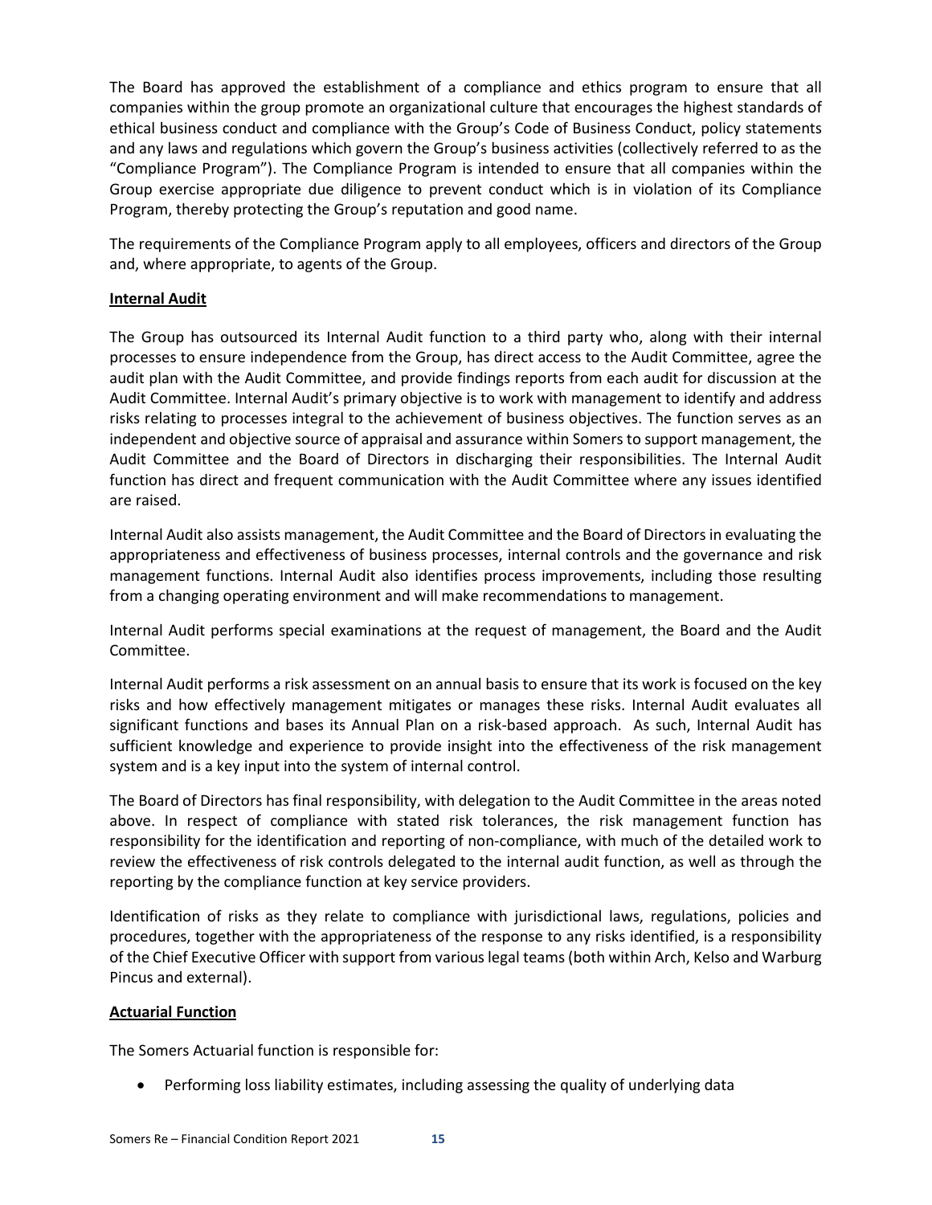The Board has approved the establishment of a compliance and ethics program to ensure that all companies within the group promote an organizational culture that encourages the highest standards of ethical business conduct and compliance with the Group's Code of Business Conduct, policy statements and any laws and regulations which govern the Group's business activities (collectively referred to as the "Compliance Program"). The Compliance Program is intended to ensure that all companies within the Group exercise appropriate due diligence to prevent conduct which is in violation of its Compliance Program, thereby protecting the Group's reputation and good name.

The requirements of the Compliance Program apply to all employees, officers and directors of the Group and, where appropriate, to agents of the Group.

**Internal Audit**

The Group has outsourced its Internal Audit function to a third party who, along with their internal processes to ensure independence from the Group, has direct access to the Audit Committee, agree the audit plan with the Audit Committee, and provide findings reports from each audit for discussion at the Audit Committee. Internal Audit's primary objective is to work with management to identify and address risks relating to processes integral to the achievement of business objectives. The function serves as an independent and objective source of appraisal and assurance within Somers to support management, the Audit Committee and the Board of Directors in discharging their responsibilities. The Internal Audit function has direct and frequent communication with the Audit Committee where any issues identified are raised.

Internal Audit also assists management, the Audit Committee and the Board of Directors in evaluating the appropriateness and effectiveness of business processes, internal controls and the governance and risk management functions. Internal Audit also identifies process improvements, including those resulting from a changing operating environment and will make recommendations to management.

Internal Audit performs special examinations at the request of management, the Board and the Audit Committee.

Internal Audit performs a risk assessment on an annual basis to ensure that its work is focused on the key risks and how effectively management mitigates or manages these risks. Internal Audit evaluates all significant functions and bases its Annual Plan on a risk-based approach. As such, Internal Audit has sufficient knowledge and experience to provide insight into the effectiveness of the risk management system and is a key input into the system of internal control.

The Board of Directors has final responsibility, with delegation to the Audit Committee in the areas noted above. In respect of compliance with stated risk tolerances, the risk management function has responsibility for the identification and reporting of non-compliance, with much of the detailed work to review the effectiveness of risk controls delegated to the internal audit function, as well as through the reporting by the compliance function at key service providers.

Identification of risks as they relate to compliance with jurisdictional laws, regulations, policies and procedures, together with the appropriateness of the response to any risks identified, is a responsibility of the Chief Executive Officer with support from various legal teams (both within Arch, Kelso and Warburg Pincus and external).

**Actuarial Function**

The Somers Actuarial function is responsible for:

- Performing loss liability estimates, including assessing the quality of underlying data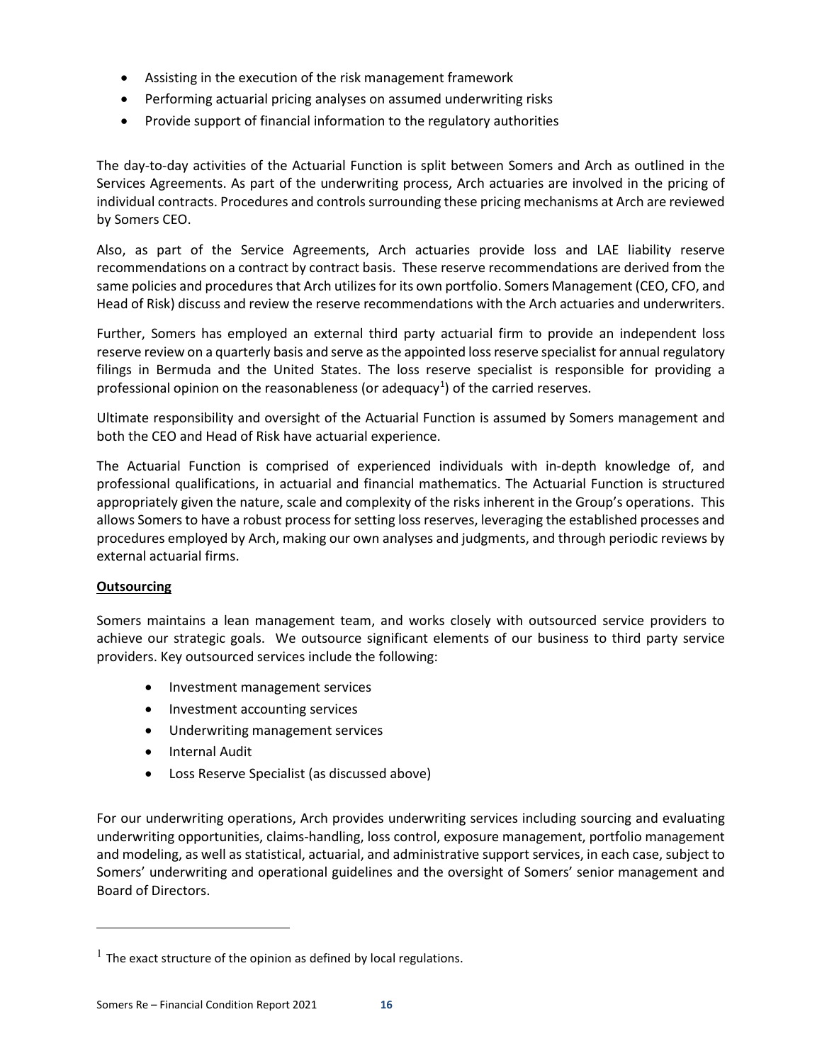- Assisting in the execution of the risk management framework
- Performing actuarial pricing analyses on assumed underwriting risks
- Provide support of financial information to the regulatory authorities

The day-to-day activities of the Actuarial Function is split between Somers and Arch as outlined in the Services Agreements. As part of the underwriting process, Arch actuaries are involved in the pricing of individual contracts. Procedures and controls surrounding these pricing mechanisms at Arch are reviewed by Somers CEO.

Also, as part of the Service Agreements, Arch actuaries provide loss and LAE liability reserve recommendations on a contract by contract basis. These reserve recommendations are derived from the same policies and procedures that Arch utilizes for its own portfolio. Somers Management (CEO, CFO, and Head of Risk) discuss and review the reserve recommendations with the Arch actuaries and underwriters.

Further, Somers has employed an external third party actuarial firm to provide an independent loss reserve review on a quarterly basis and serve as the appointed loss reserve specialist for annual regulatory filings in Bermuda and the United States. The loss reserve specialist is responsible for providing a professional opinion on the reasonableness (or adequacy[1]) of the carried reserves.

Ultimate responsibility and oversight of the Actuarial Function is assumed by Somers management and both the CEO and Head of Risk have actuarial experience.

The Actuarial Function is comprised of experienced individuals with in-depth knowledge of, and professional qualifications, in actuarial and financial mathematics. The Actuarial Function is structured appropriately given the nature, scale and complexity of the risks inherent in the Group's operations. This allows Somers to have a robust process for setting loss reserves, leveraging the established processes and procedures employed by Arch, making our own analyses and judgments, and through periodic reviews by external actuarial firms.

**Outsourcing**

Somers maintains a lean management team, and works closely with outsourced service providers to achieve our strategic goals. We outsource significant elements of our business to third party service providers. Key outsourced services include the following:

- Investment management services
- Investment accounting services
- Underwriting management services
- Internal Audit
- Loss Reserve Specialist (as discussed above)

For our underwriting operations, Arch provides underwriting services including sourcing and evaluating underwriting opportunities, claims-handling, loss control, exposure management, portfolio management and modeling, as well as statistical, actuarial, and administrative support services, in each case, subject to Somers' underwriting and operational guidelines and the oversight of Somers' senior management and Board of Directors.

[1] The exact structure of the opinion as defined by local regulations.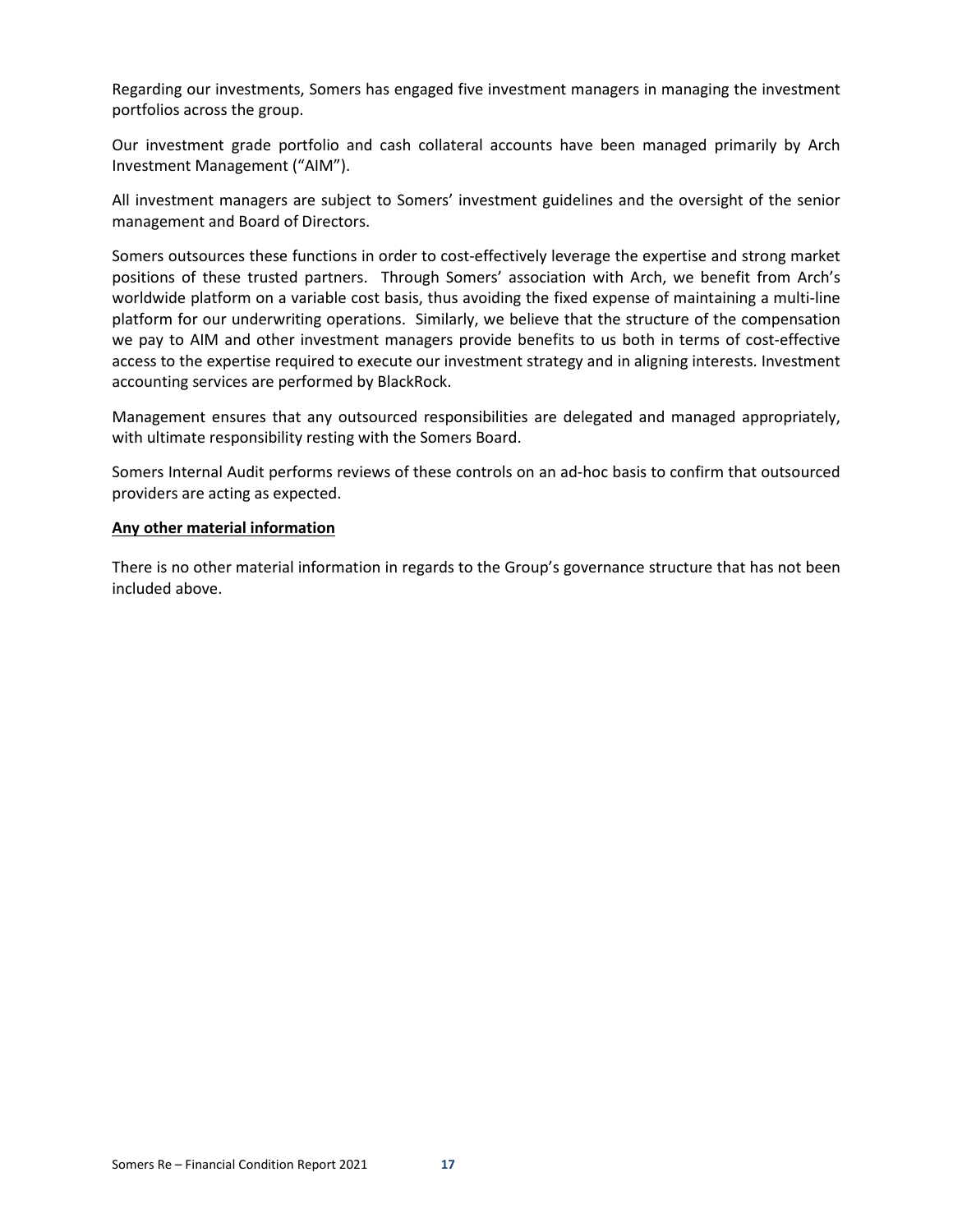Regarding our investments, Somers has engaged five investment managers in managing the investment portfolios across the group.

Our investment grade portfolio and cash collateral accounts have been managed primarily by Arch Investment Management ("AIM").

All investment managers are subject to Somers' investment guidelines and the oversight of the senior management and Board of Directors.

Somers outsources these functions in order to cost-effectively leverage the expertise and strong market positions of these trusted partners. Through Somers' association with Arch, we benefit from Arch's worldwide platform on a variable cost basis, thus avoiding the fixed expense of maintaining a multi-line platform for our underwriting operations. Similarly, we believe that the structure of the compensation we pay to AIM and other investment managers provide benefits to us both in terms of cost-effective access to the expertise required to execute our investment strategy and in aligning interests. Investment accounting services are performed by BlackRock.

Management ensures that any outsourced responsibilities are delegated and managed appropriately, with ultimate responsibility resting with the Somers Board.

Somers Internal Audit performs reviews of these controls on an ad-hoc basis to confirm that outsourced providers are acting as expected.

**Any other material information**

There is no other material information in regards to the Group's governance structure that has not been included above.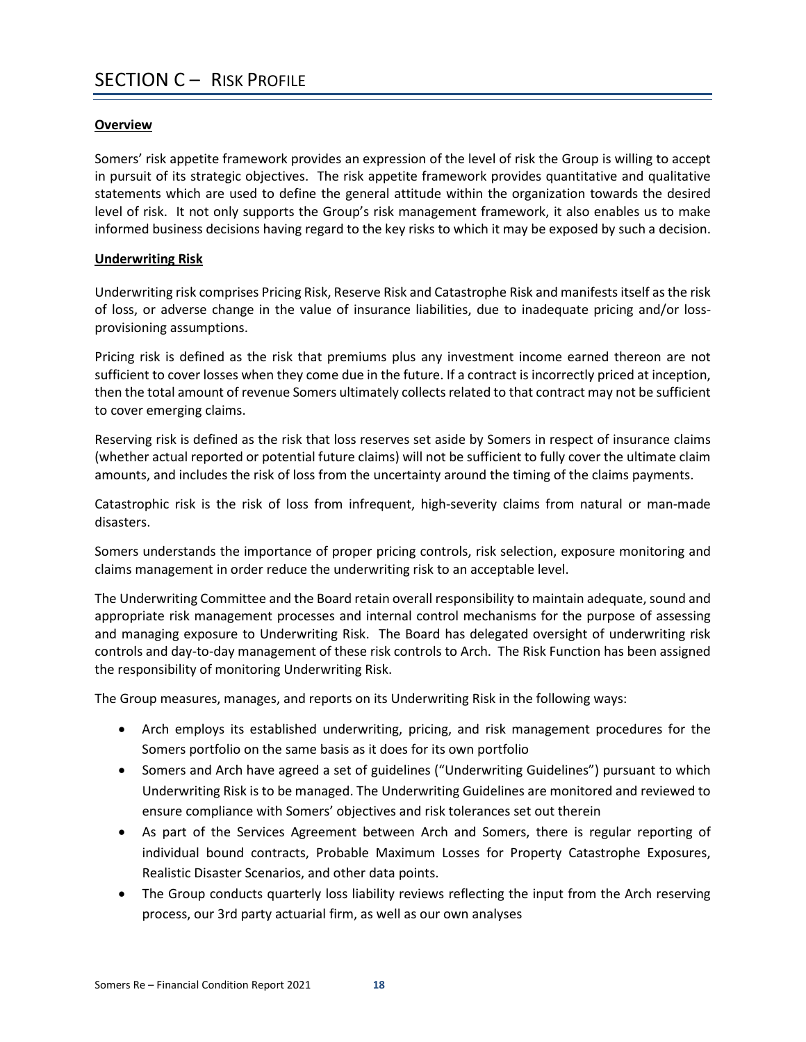# SECTION C – RISK PROFILE

**Overview**

Somers' risk appetite framework provides an expression of the level of risk the Group is willing to accept in pursuit of its strategic objectives. The risk appetite framework provides quantitative and qualitative statements which are used to define the general attitude within the organization towards the desired level of risk. It not only supports the Group's risk management framework, it also enables us to make informed business decisions having regard to the key risks to which it may be exposed by such a decision.

**Underwriting Risk**

Underwriting risk comprises Pricing Risk, Reserve Risk and Catastrophe Risk and manifests itself as the risk of loss, or adverse change in the value of insurance liabilities, due to inadequate pricing and/or loss-provisioning assumptions.

Pricing risk is defined as the risk that premiums plus any investment income earned thereon are not sufficient to cover losses when they come due in the future. If a contract is incorrectly priced at inception, then the total amount of revenue Somers ultimately collects related to that contract may not be sufficient to cover emerging claims.

Reserving risk is defined as the risk that loss reserves set aside by Somers in respect of insurance claims (whether actual reported or potential future claims) will not be sufficient to fully cover the ultimate claim amounts, and includes the risk of loss from the uncertainty around the timing of the claims payments.

Catastrophic risk is the risk of loss from infrequent, high-severity claims from natural or man-made disasters.

Somers understands the importance of proper pricing controls, risk selection, exposure monitoring and claims management in order reduce the underwriting risk to an acceptable level.

The Underwriting Committee and the Board retain overall responsibility to maintain adequate, sound and appropriate risk management processes and internal control mechanisms for the purpose of assessing and managing exposure to Underwriting Risk. The Board has delegated oversight of underwriting risk controls and day-to-day management of these risk controls to Arch. The Risk Function has been assigned the responsibility of monitoring Underwriting Risk.

The Group measures, manages, and reports on its Underwriting Risk in the following ways:

- Arch employs its established underwriting, pricing, and risk management procedures for the Somers portfolio on the same basis as it does for its own portfolio
- Somers and Arch have agreed a set of guidelines ("Underwriting Guidelines") pursuant to which Underwriting Risk is to be managed. The Underwriting Guidelines are monitored and reviewed to ensure compliance with Somers' objectives and risk tolerances set out therein
- As part of the Services Agreement between Arch and Somers, there is regular reporting of individual bound contracts, Probable Maximum Losses for Property Catastrophe Exposures, Realistic Disaster Scenarios, and other data points.
- The Group conducts quarterly loss liability reviews reflecting the input from the Arch reserving process, our 3rd party actuarial firm, as well as our own analyses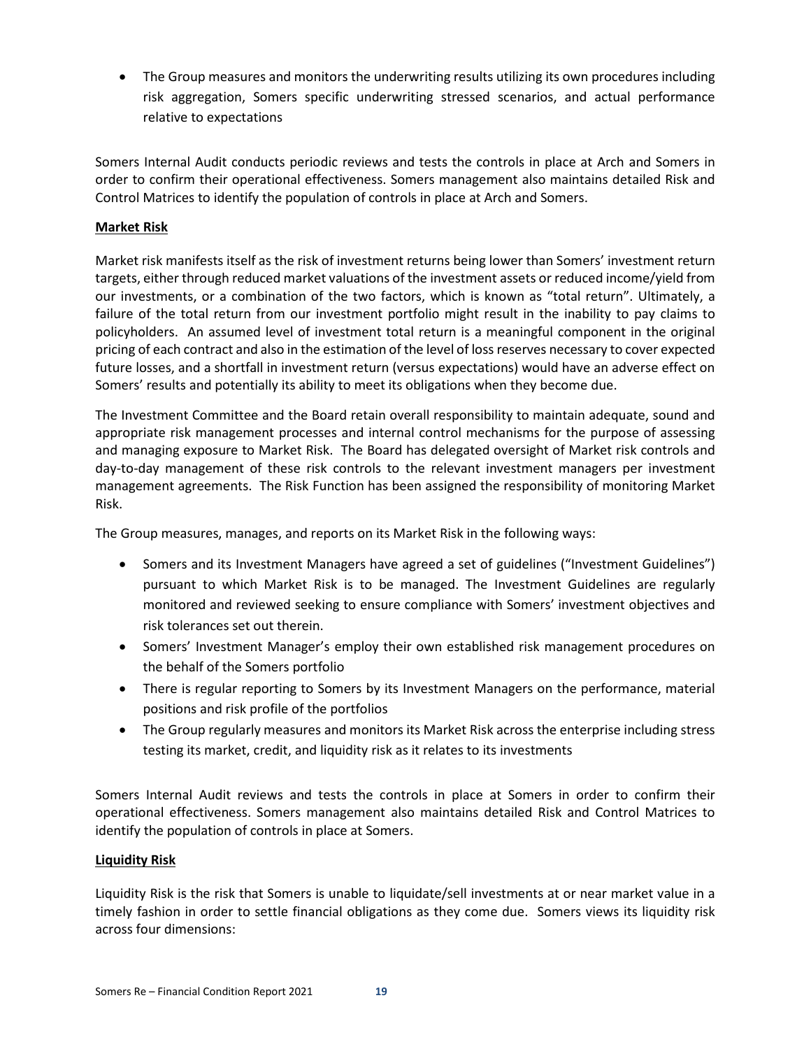- The Group measures and monitors the underwriting results utilizing its own procedures including risk aggregation, Somers specific underwriting stressed scenarios, and actual performance relative to expectations

Somers Internal Audit conducts periodic reviews and tests the controls in place at Arch and Somers in order to confirm their operational effectiveness. Somers management also maintains detailed Risk and Control Matrices to identify the population of controls in place at Arch and Somers.

**Market Risk**

Market risk manifests itself as the risk of investment returns being lower than Somers' investment return targets, either through reduced market valuations of the investment assets or reduced income/yield from our investments, or a combination of the two factors, which is known as "total return". Ultimately, a failure of the total return from our investment portfolio might result in the inability to pay claims to policyholders. An assumed level of investment total return is a meaningful component in the original pricing of each contract and also in the estimation of the level of loss reserves necessary to cover expected future losses, and a shortfall in investment return (versus expectations) would have an adverse effect on Somers' results and potentially its ability to meet its obligations when they become due.

The Investment Committee and the Board retain overall responsibility to maintain adequate, sound and appropriate risk management processes and internal control mechanisms for the purpose of assessing and managing exposure to Market Risk. The Board has delegated oversight of Market risk controls and day-to-day management of these risk controls to the relevant investment managers per investment management agreements. The Risk Function has been assigned the responsibility of monitoring Market Risk.

The Group measures, manages, and reports on its Market Risk in the following ways:

- Somers and its Investment Managers have agreed a set of guidelines ("Investment Guidelines") pursuant to which Market Risk is to be managed. The Investment Guidelines are regularly monitored and reviewed seeking to ensure compliance with Somers' investment objectives and risk tolerances set out therein.
- Somers' Investment Manager's employ their own established risk management procedures on the behalf of the Somers portfolio
- There is regular reporting to Somers by its Investment Managers on the performance, material positions and risk profile of the portfolios
- The Group regularly measures and monitors its Market Risk across the enterprise including stress testing its market, credit, and liquidity risk as it relates to its investments

Somers Internal Audit reviews and tests the controls in place at Somers in order to confirm their operational effectiveness. Somers management also maintains detailed Risk and Control Matrices to identify the population of controls in place at Somers.

**Liquidity Risk**

Liquidity Risk is the risk that Somers is unable to liquidate/sell investments at or near market value in a timely fashion in order to settle financial obligations as they come due. Somers views its liquidity risk across four dimensions: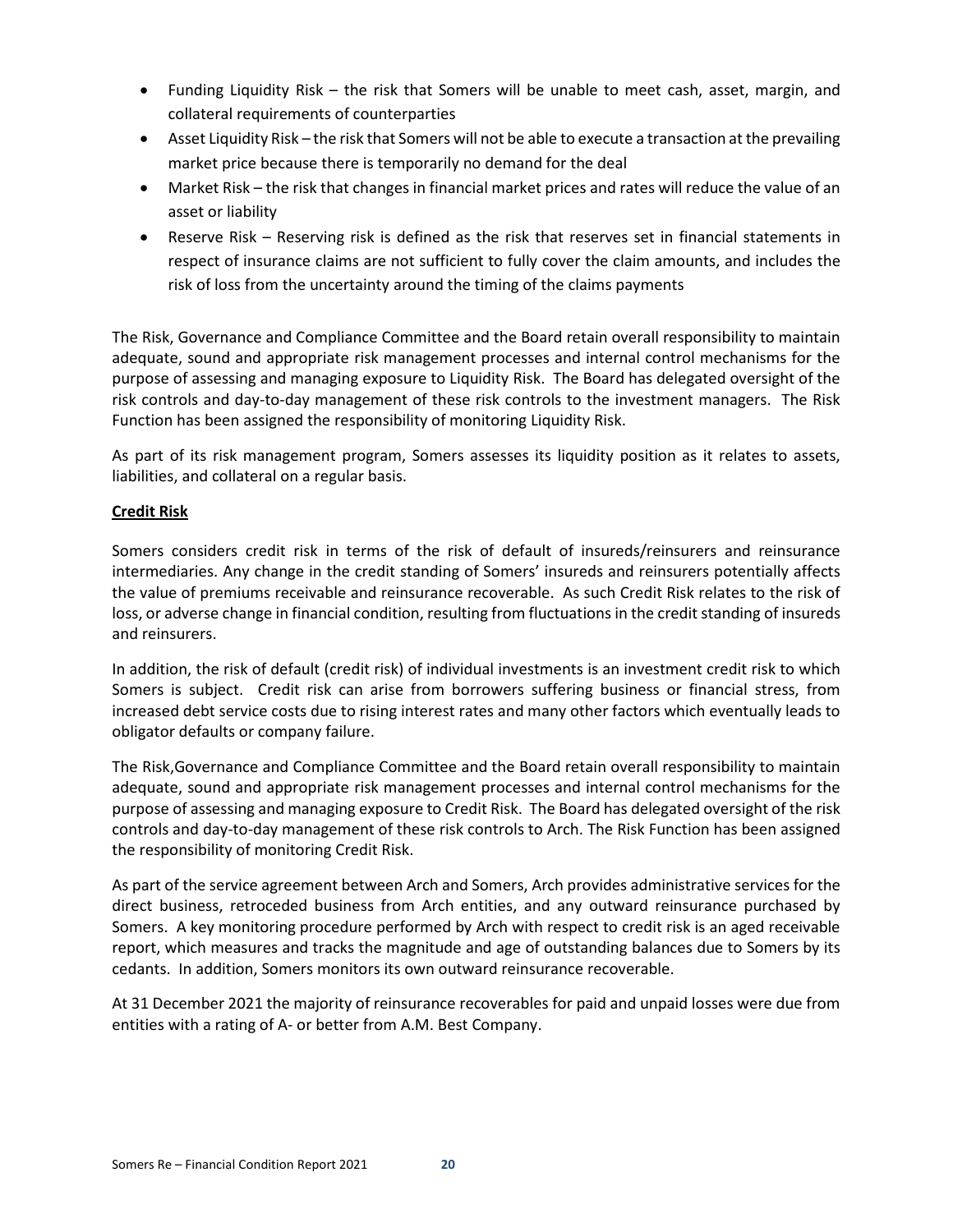- Funding Liquidity Risk – the risk that Somers will be unable to meet cash, asset, margin, and collateral requirements of counterparties
- Asset Liquidity Risk – the risk that Somers will not be able to execute a transaction at the prevailing market price because there is temporarily no demand for the deal
- Market Risk – the risk that changes in financial market prices and rates will reduce the value of an asset or liability
- Reserve Risk – Reserving risk is defined as the risk that reserves set in financial statements in respect of insurance claims are not sufficient to fully cover the claim amounts, and includes the risk of loss from the uncertainty around the timing of the claims payments

The Risk, Governance and Compliance Committee and the Board retain overall responsibility to maintain adequate, sound and appropriate risk management processes and internal control mechanisms for the purpose of assessing and managing exposure to Liquidity Risk. The Board has delegated oversight of the risk controls and day-to-day management of these risk controls to the investment managers. The Risk Function has been assigned the responsibility of monitoring Liquidity Risk.

As part of its risk management program, Somers assesses its liquidity position as it relates to assets, liabilities, and collateral on a regular basis.

**Credit Risk**

Somers considers credit risk in terms of the risk of default of insureds/reinsurers and reinsurance intermediaries. Any change in the credit standing of Somers' insureds and reinsurers potentially affects the value of premiums receivable and reinsurance recoverable. As such Credit Risk relates to the risk of loss, or adverse change in financial condition, resulting from fluctuations in the credit standing of insureds and reinsurers.

In addition, the risk of default (credit risk) of individual investments is an investment credit risk to which Somers is subject. Credit risk can arise from borrowers suffering business or financial stress, from increased debt service costs due to rising interest rates and many other factors which eventually leads to obligator defaults or company failure.

The Risk,Governance and Compliance Committee and the Board retain overall responsibility to maintain adequate, sound and appropriate risk management processes and internal control mechanisms for the purpose of assessing and managing exposure to Credit Risk. The Board has delegated oversight of the risk controls and day-to-day management of these risk controls to Arch. The Risk Function has been assigned the responsibility of monitoring Credit Risk.

As part of the service agreement between Arch and Somers, Arch provides administrative services for the direct business, retroceded business from Arch entities, and any outward reinsurance purchased by Somers. A key monitoring procedure performed by Arch with respect to credit risk is an aged receivable report, which measures and tracks the magnitude and age of outstanding balances due to Somers by its cedants. In addition, Somers monitors its own outward reinsurance recoverable.

At 31 December 2021 the majority of reinsurance recoverables for paid and unpaid losses were due from entities with a rating of A- or better from A.M. Best Company.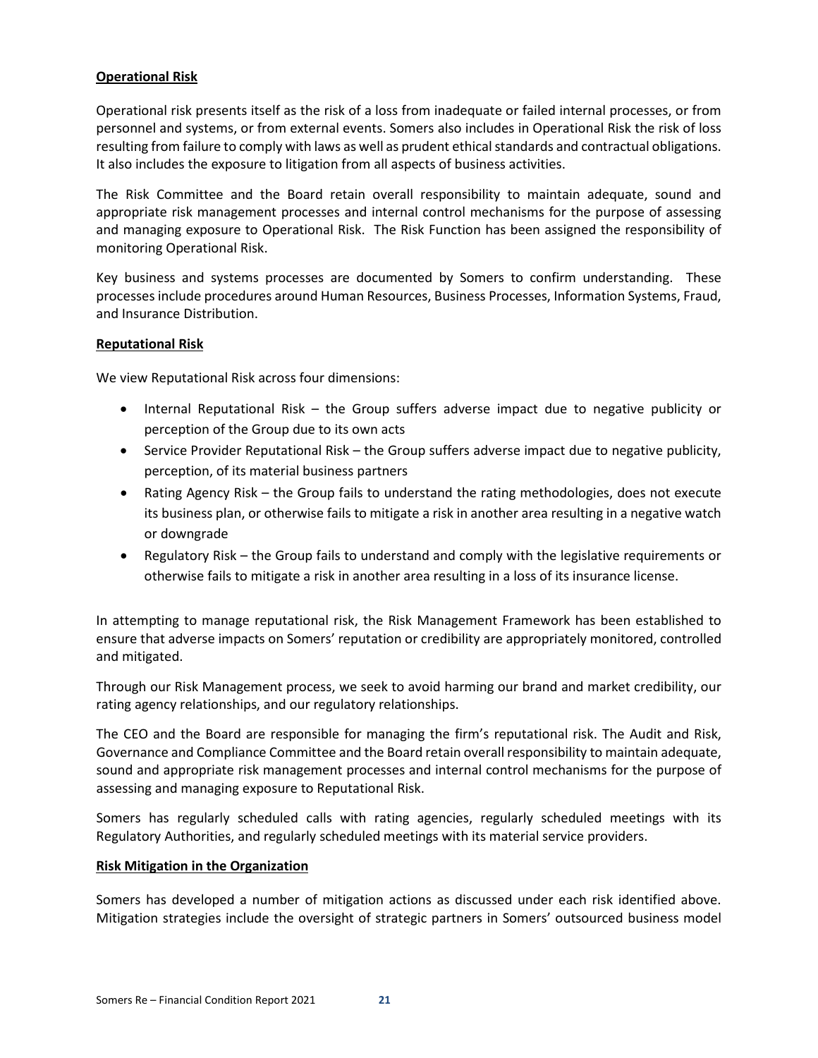**Operational Risk**

Operational risk presents itself as the risk of a loss from inadequate or failed internal processes, or from personnel and systems, or from external events. Somers also includes in Operational Risk the risk of loss resulting from failure to comply with laws as well as prudent ethical standards and contractual obligations. It also includes the exposure to litigation from all aspects of business activities.

The Risk Committee and the Board retain overall responsibility to maintain adequate, sound and appropriate risk management processes and internal control mechanisms for the purpose of assessing and managing exposure to Operational Risk. The Risk Function has been assigned the responsibility of monitoring Operational Risk.

Key business and systems processes are documented by Somers to confirm understanding. These processes include procedures around Human Resources, Business Processes, Information Systems, Fraud, and Insurance Distribution.

**Reputational Risk**

We view Reputational Risk across four dimensions:

- Internal Reputational Risk – the Group suffers adverse impact due to negative publicity or perception of the Group due to its own acts
- Service Provider Reputational Risk – the Group suffers adverse impact due to negative publicity, perception, of its material business partners
- Rating Agency Risk – the Group fails to understand the rating methodologies, does not execute its business plan, or otherwise fails to mitigate a risk in another area resulting in a negative watch or downgrade
- Regulatory Risk – the Group fails to understand and comply with the legislative requirements or otherwise fails to mitigate a risk in another area resulting in a loss of its insurance license.

In attempting to manage reputational risk, the Risk Management Framework has been established to ensure that adverse impacts on Somers' reputation or credibility are appropriately monitored, controlled and mitigated.

Through our Risk Management process, we seek to avoid harming our brand and market credibility, our rating agency relationships, and our regulatory relationships.

The CEO and the Board are responsible for managing the firm's reputational risk. The Audit and Risk, Governance and Compliance Committee and the Board retain overall responsibility to maintain adequate, sound and appropriate risk management processes and internal control mechanisms for the purpose of assessing and managing exposure to Reputational Risk.

Somers has regularly scheduled calls with rating agencies, regularly scheduled meetings with its Regulatory Authorities, and regularly scheduled meetings with its material service providers.

**Risk Mitigation in the Organization**

Somers has developed a number of mitigation actions as discussed under each risk identified above. Mitigation strategies include the oversight of strategic partners in Somers' outsourced business model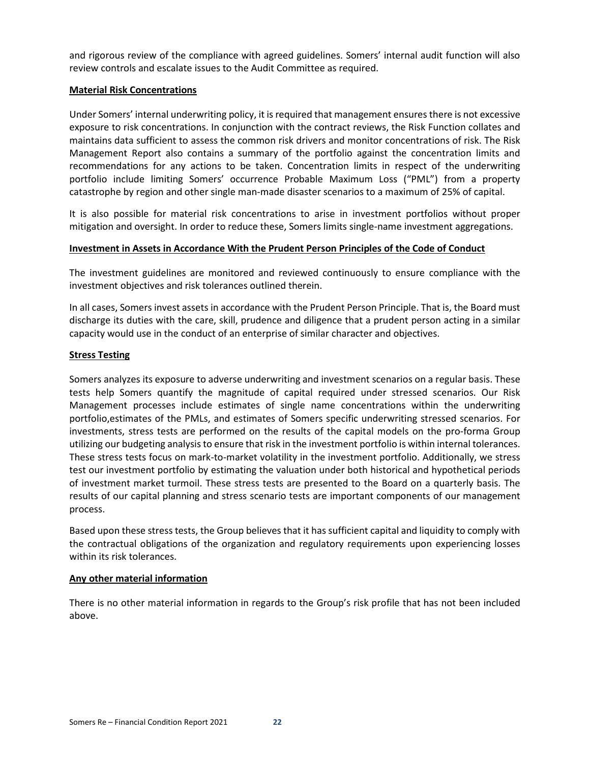and rigorous review of the compliance with agreed guidelines. Somers' internal audit function will also review controls and escalate issues to the Audit Committee as required.

**Material Risk Concentrations**

Under Somers' internal underwriting policy, it is required that management ensures there is not excessive exposure to risk concentrations. In conjunction with the contract reviews, the Risk Function collates and maintains data sufficient to assess the common risk drivers and monitor concentrations of risk. The Risk Management Report also contains a summary of the portfolio against the concentration limits and recommendations for any actions to be taken. Concentration limits in respect of the underwriting portfolio include limiting Somers' occurrence Probable Maximum Loss ("PML") from a property catastrophe by region and other single man-made disaster scenarios to a maximum of 25% of capital.

It is also possible for material risk concentrations to arise in investment portfolios without proper mitigation and oversight. In order to reduce these, Somers limits single-name investment aggregations.

**Investment in Assets in Accordance With the Prudent Person Principles of the Code of Conduct**

The investment guidelines are monitored and reviewed continuously to ensure compliance with the investment objectives and risk tolerances outlined therein.

In all cases, Somers invest assets in accordance with the Prudent Person Principle. That is, the Board must discharge its duties with the care, skill, prudence and diligence that a prudent person acting in a similar capacity would use in the conduct of an enterprise of similar character and objectives.

**Stress Testing**

Somers analyzes its exposure to adverse underwriting and investment scenarios on a regular basis. These tests help Somers quantify the magnitude of capital required under stressed scenarios. Our Risk Management processes include estimates of single name concentrations within the underwriting portfolio,estimates of the PMLs, and estimates of Somers specific underwriting stressed scenarios. For investments, stress tests are performed on the results of the capital models on the pro-forma Group utilizing our budgeting analysis to ensure that risk in the investment portfolio is within internal tolerances. These stress tests focus on mark-to-market volatility in the investment portfolio. Additionally, we stress test our investment portfolio by estimating the valuation under both historical and hypothetical periods of investment market turmoil. These stress tests are presented to the Board on a quarterly basis. The results of our capital planning and stress scenario tests are important components of our management process.

Based upon these stress tests, the Group believes that it has sufficient capital and liquidity to comply with the contractual obligations of the organization and regulatory requirements upon experiencing losses within its risk tolerances.

**Any other material information**

There is no other material information in regards to the Group's risk profile that has not been included above.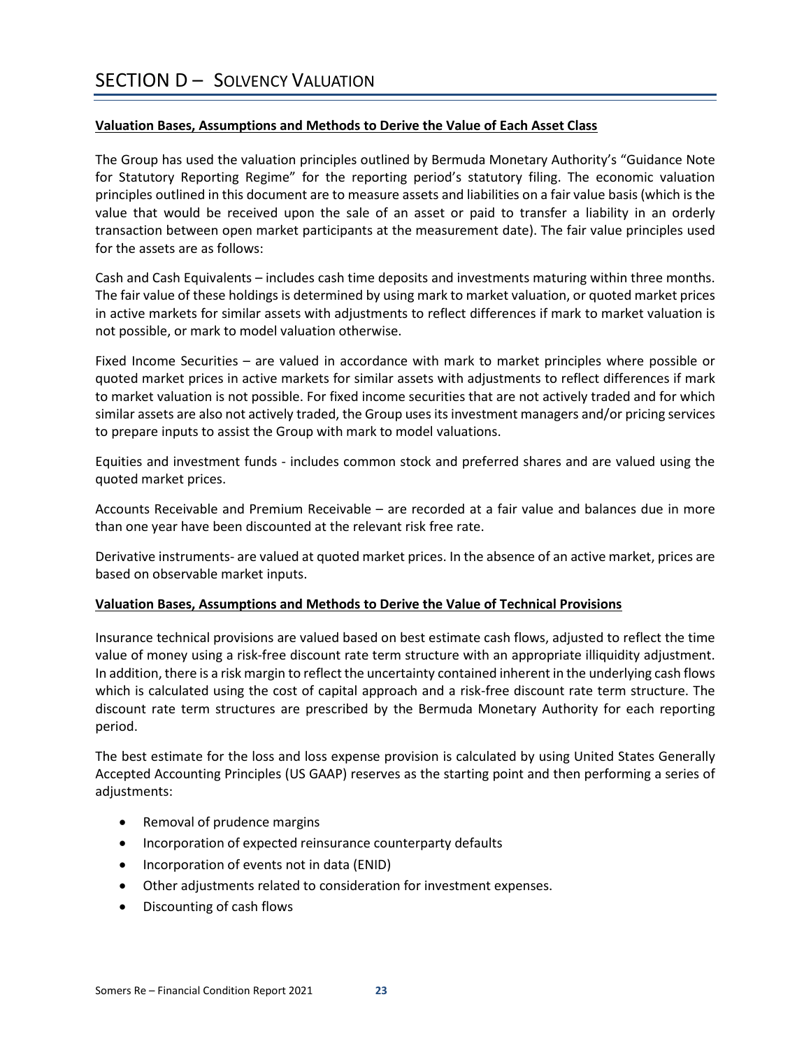# SECTION D – SOLVENCY VALUATION

**Valuation Bases, Assumptions and Methods to Derive the Value of Each Asset Class**

The Group has used the valuation principles outlined by Bermuda Monetary Authority's "Guidance Note for Statutory Reporting Regime" for the reporting period's statutory filing. The economic valuation principles outlined in this document are to measure assets and liabilities on a fair value basis (which is the value that would be received upon the sale of an asset or paid to transfer a liability in an orderly transaction between open market participants at the measurement date). The fair value principles used for the assets are as follows:

Cash and Cash Equivalents – includes cash time deposits and investments maturing within three months. The fair value of these holdings is determined by using mark to market valuation, or quoted market prices in active markets for similar assets with adjustments to reflect differences if mark to market valuation is not possible, or mark to model valuation otherwise.

Fixed Income Securities – are valued in accordance with mark to market principles where possible or quoted market prices in active markets for similar assets with adjustments to reflect differences if mark to market valuation is not possible. For fixed income securities that are not actively traded and for which similar assets are also not actively traded, the Group uses its investment managers and/or pricing services to prepare inputs to assist the Group with mark to model valuations.

Equities and investment funds - includes common stock and preferred shares and are valued using the quoted market prices.

Accounts Receivable and Premium Receivable – are recorded at a fair value and balances due in more than one year have been discounted at the relevant risk free rate.

Derivative instruments- are valued at quoted market prices. In the absence of an active market, prices are based on observable market inputs.

**Valuation Bases, Assumptions and Methods to Derive the Value of Technical Provisions**

Insurance technical provisions are valued based on best estimate cash flows, adjusted to reflect the time value of money using a risk-free discount rate term structure with an appropriate illiquidity adjustment. In addition, there is a risk margin to reflect the uncertainty contained inherent in the underlying cash flows which is calculated using the cost of capital approach and a risk-free discount rate term structure. The discount rate term structures are prescribed by the Bermuda Monetary Authority for each reporting period.

The best estimate for the loss and loss expense provision is calculated by using United States Generally Accepted Accounting Principles (US GAAP) reserves as the starting point and then performing a series of adjustments:

- Removal of prudence margins
- Incorporation of expected reinsurance counterparty defaults
- Incorporation of events not in data (ENID)
- Other adjustments related to consideration for investment expenses.
- Discounting of cash flows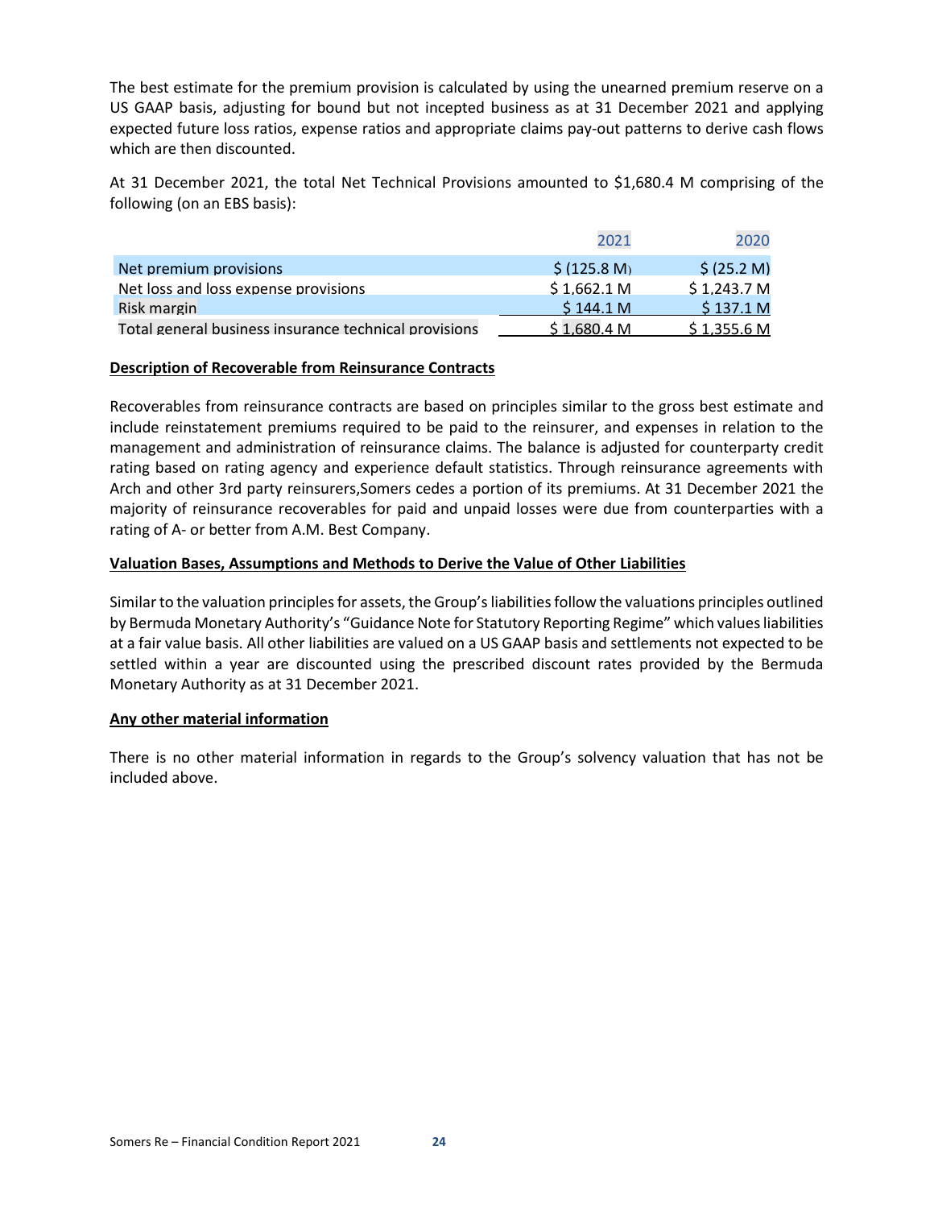The best estimate for the premium provision is calculated by using the unearned premium reserve on a US GAAP basis, adjusting for bound but not incepted business as at 31 December 2021 and applying expected future loss ratios, expense ratios and appropriate claims pay-out patterns to derive cash flows which are then discounted.

At 31 December 2021, the total Net Technical Provisions amounted to $1,680.4 M comprising of the following (on an EBS basis):

| | 2021 | 2020 |
|---|---|---|
| Net premium provisions | $ (125.8 M) | $ (25.2 M) |
| Net loss and loss expense provisions | $ 1,662.1 M | $ 1,243.7 M |
| Risk margin | $ 144.1 M | $ 137.1 M |
| Total general business insurance technical provisions | $ 1,680.4 M | $ 1,355.6 M |

**Description of Recoverable from Reinsurance Contracts**

Recoverables from reinsurance contracts are based on principles similar to the gross best estimate and include reinstatement premiums required to be paid to the reinsurer, and expenses in relation to the management and administration of reinsurance claims. The balance is adjusted for counterparty credit rating based on rating agency and experience default statistics. Through reinsurance agreements with Arch and other 3rd party reinsurers,Somers cedes a portion of its premiums. At 31 December 2021 the majority of reinsurance recoverables for paid and unpaid losses were due from counterparties with a rating of A- or better from A.M. Best Company.

**Valuation Bases, Assumptions and Methods to Derive the Value of Other Liabilities**

Similar to the valuation principles for assets, the Group's liabilities follow the valuations principles outlined by Bermuda Monetary Authority's "Guidance Note for Statutory Reporting Regime" which values liabilities at a fair value basis. All other liabilities are valued on a US GAAP basis and settlements not expected to be settled within a year are discounted using the prescribed discount rates provided by the Bermuda Monetary Authority as at 31 December 2021.

**Any other material information**

There is no other material information in regards to the Group's solvency valuation that has not be included above.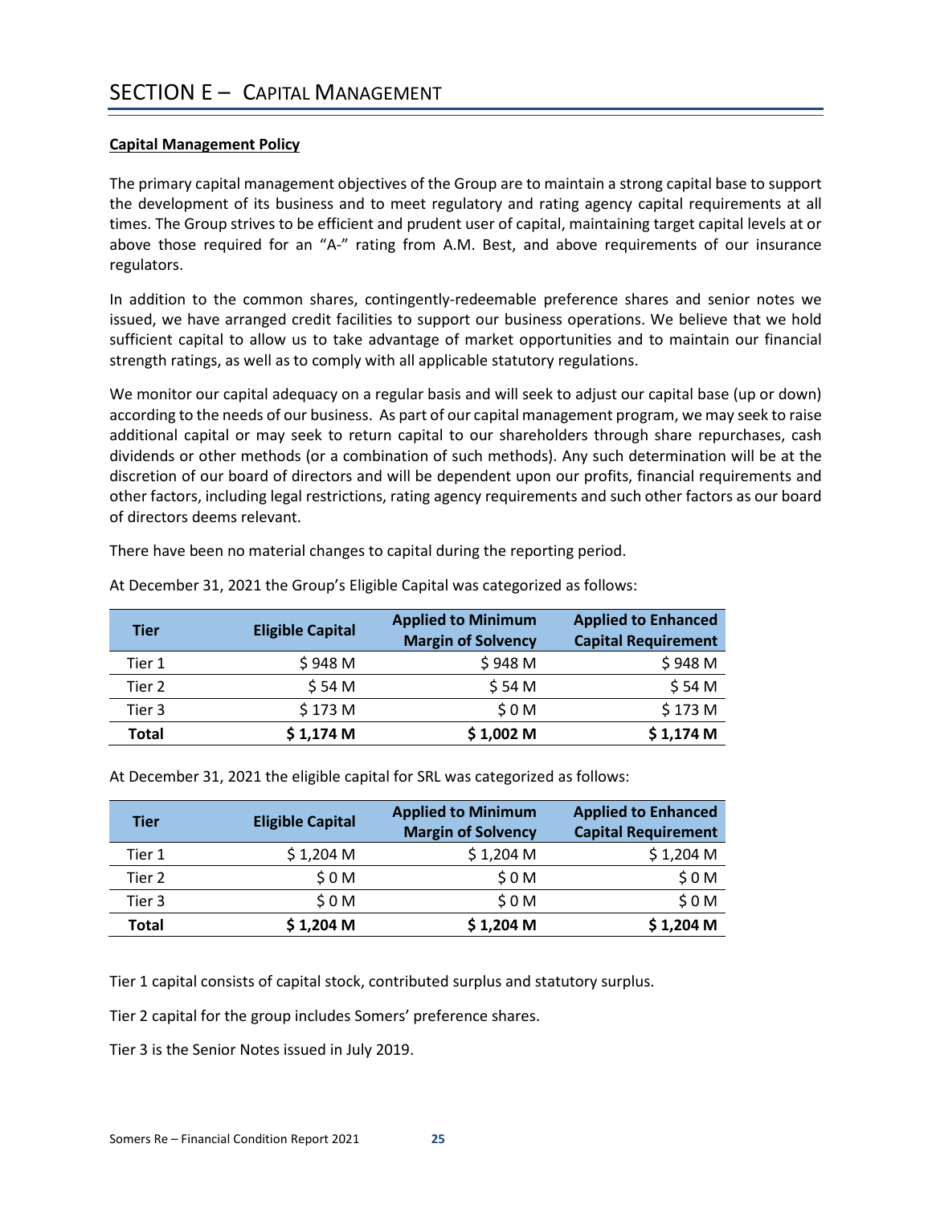# SECTION E – CAPITAL MANAGEMENT

**Capital Management Policy**

The primary capital management objectives of the Group are to maintain a strong capital base to support the development of its business and to meet regulatory and rating agency capital requirements at all times. The Group strives to be efficient and prudent user of capital, maintaining target capital levels at or above those required for an "A-" rating from A.M. Best, and above requirements of our insurance regulators.

In addition to the common shares, contingently-redeemable preference shares and senior notes we issued, we have arranged credit facilities to support our business operations. We believe that we hold sufficient capital to allow us to take advantage of market opportunities and to maintain our financial strength ratings, as well as to comply with all applicable statutory regulations.

We monitor our capital adequacy on a regular basis and will seek to adjust our capital base (up or down) according to the needs of our business. As part of our capital management program, we may seek to raise additional capital or may seek to return capital to our shareholders through share repurchases, cash dividends or other methods (or a combination of such methods). Any such determination will be at the discretion of our board of directors and will be dependent upon our profits, financial requirements and other factors, including legal restrictions, rating agency requirements and such other factors as our board of directors deems relevant.

There have been no material changes to capital during the reporting period.

At December 31, 2021 the Group's Eligible Capital was categorized as follows:

| Tier | Eligible Capital | Applied to Minimum Margin of Solvency | Applied to Enhanced Capital Requirement |
|---|---|---|---|
| Tier 1 | $ 948 M | $ 948 M | $ 948 M |
| Tier 2 | $ 54 M | $ 54 M | $ 54 M |
| Tier 3 | $ 173 M | $ 0 M | $ 173 M |
| **Total** | **$ 1,174 M** | **$ 1,002 M** | **$ 1,174 M** |

At December 31, 2021 the eligible capital for SRL was categorized as follows:

| Tier | Eligible Capital | Applied to Minimum Margin of Solvency | Applied to Enhanced Capital Requirement |
|---|---|---|---|
| Tier 1 | $ 1,204 M | $ 1,204 M | $ 1,204 M |
| Tier 2 | $ 0 M | $ 0 M | $ 0 M |
| Tier 3 | $ 0 M | $ 0 M | $ 0 M |
| **Total** | **$ 1,204 M** | **$ 1,204 M** | **$ 1,204 M** |

Tier 1 capital consists of capital stock, contributed surplus and statutory surplus.

Tier 2 capital for the group includes Somers' preference shares.

Tier 3 is the Senior Notes issued in July 2019.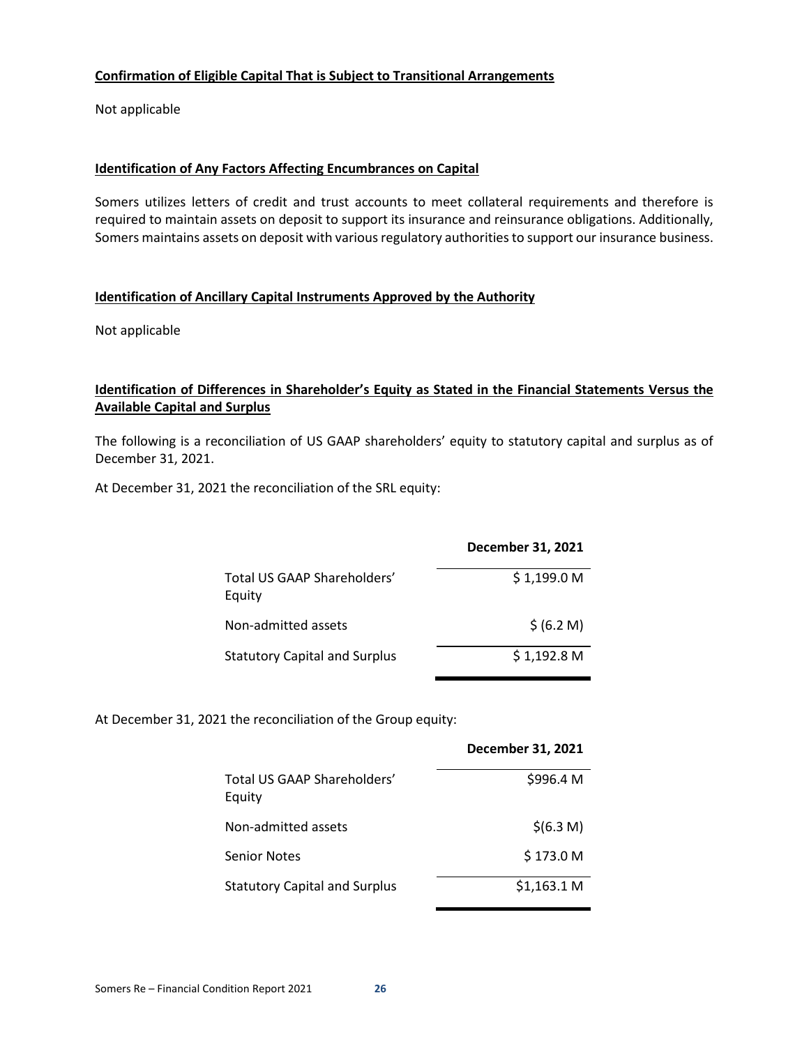**Confirmation of Eligible Capital That is Subject to Transitional Arrangements**

Not applicable

**Identification of Any Factors Affecting Encumbrances on Capital**

Somers utilizes letters of credit and trust accounts to meet collateral requirements and therefore is required to maintain assets on deposit to support its insurance and reinsurance obligations. Additionally, Somers maintains assets on deposit with various regulatory authorities to support our insurance business.

**Identification of Ancillary Capital Instruments Approved by the Authority**

Not applicable

**Identification of Differences in Shareholder's Equity as Stated in the Financial Statements Versus the Available Capital and Surplus**

The following is a reconciliation of US GAAP shareholders' equity to statutory capital and surplus as of December 31, 2021.

At December 31, 2021 the reconciliation of the SRL equity:

| | December 31, 2021 |
|---|---|
| Total US GAAP Shareholders' Equity | $ 1,199.0 M |
| Non-admitted assets | $ (6.2 M) |
| Statutory Capital and Surplus | $ 1,192.8 M |

At December 31, 2021 the reconciliation of the Group equity:

| | December 31, 2021 |
|---|---|
| Total US GAAP Shareholders' Equity | $996.4 M |
| Non-admitted assets | $(6.3 M) |
| Senior Notes | $ 173.0 M |
| Statutory Capital and Surplus | $1,163.1 M |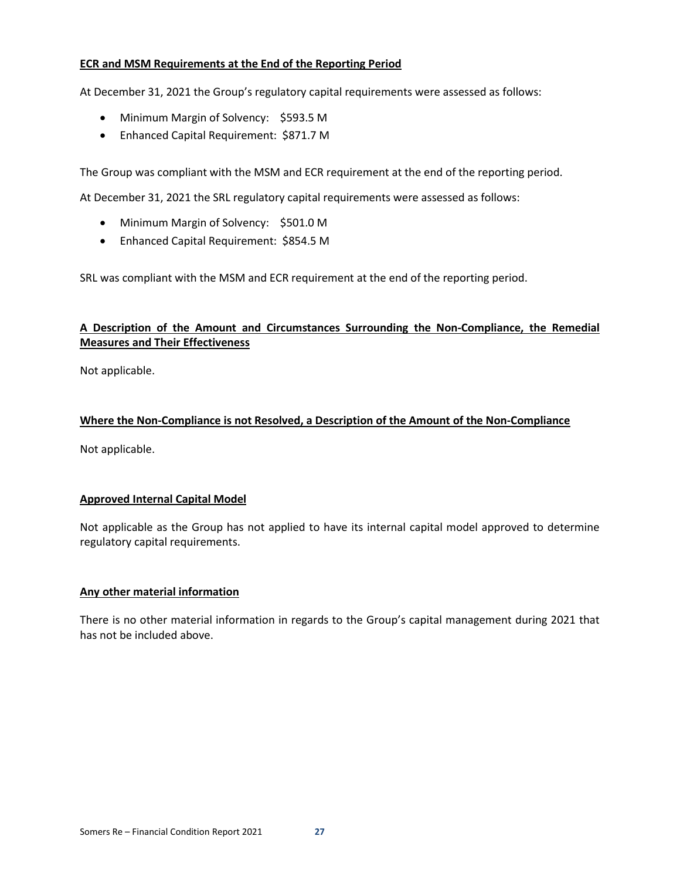**ECR and MSM Requirements at the End of the Reporting Period**

At December 31, 2021 the Group's regulatory capital requirements were assessed as follows:

- Minimum Margin of Solvency: $593.5 M
- Enhanced Capital Requirement: $871.7 M

The Group was compliant with the MSM and ECR requirement at the end of the reporting period.

At December 31, 2021 the SRL regulatory capital requirements were assessed as follows:

- Minimum Margin of Solvency: $501.0 M
- Enhanced Capital Requirement: $854.5 M

SRL was compliant with the MSM and ECR requirement at the end of the reporting period.

**A Description of the Amount and Circumstances Surrounding the Non-Compliance, the Remedial Measures and Their Effectiveness**

Not applicable.

**Where the Non-Compliance is not Resolved, a Description of the Amount of the Non-Compliance**

Not applicable.

**Approved Internal Capital Model**

Not applicable as the Group has not applied to have its internal capital model approved to determine regulatory capital requirements.

**Any other material information**

There is no other material information in regards to the Group's capital management during 2021 that has not be included above.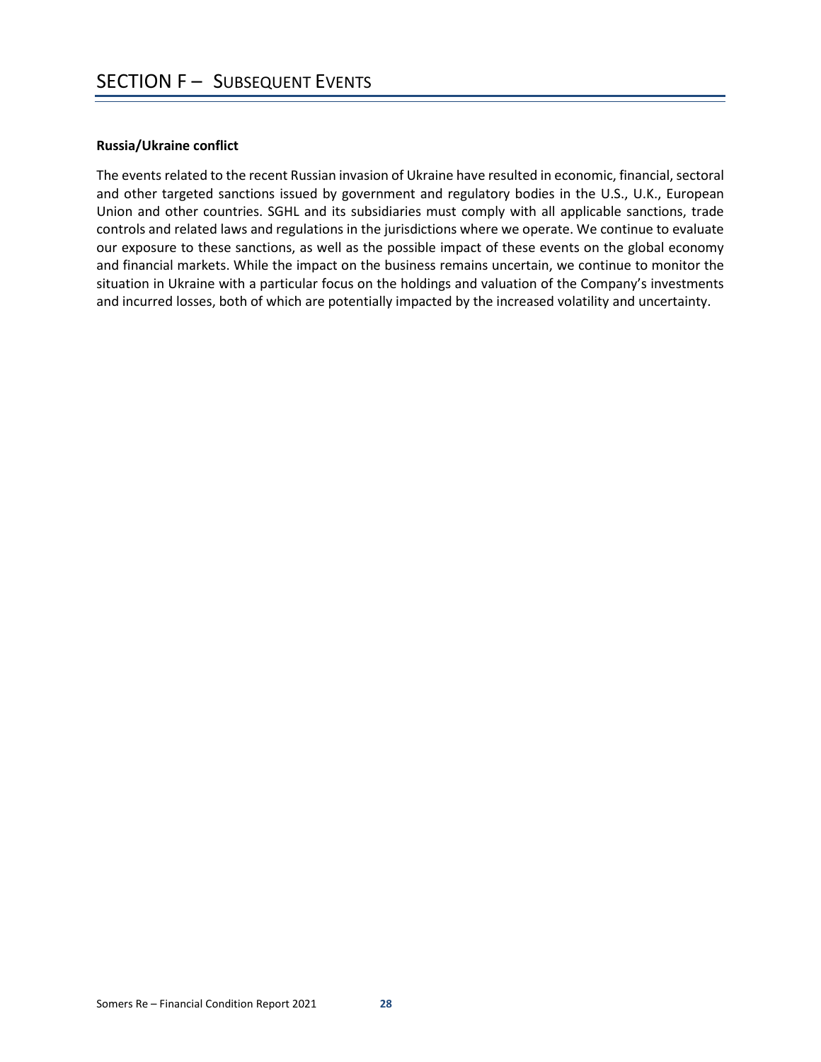# SECTION F – SUBSEQUENT EVENTS

**Russia/Ukraine conflict**

The events related to the recent Russian invasion of Ukraine have resulted in economic, financial, sectoral and other targeted sanctions issued by government and regulatory bodies in the U.S., U.K., European Union and other countries. SGHL and its subsidiaries must comply with all applicable sanctions, trade controls and related laws and regulations in the jurisdictions where we operate. We continue to evaluate our exposure to these sanctions, as well as the possible impact of these events on the global economy and financial markets. While the impact on the business remains uncertain, we continue to monitor the situation in Ukraine with a particular focus on the holdings and valuation of the Company's investments and incurred losses, both of which are potentially impacted by the increased volatility and uncertainty.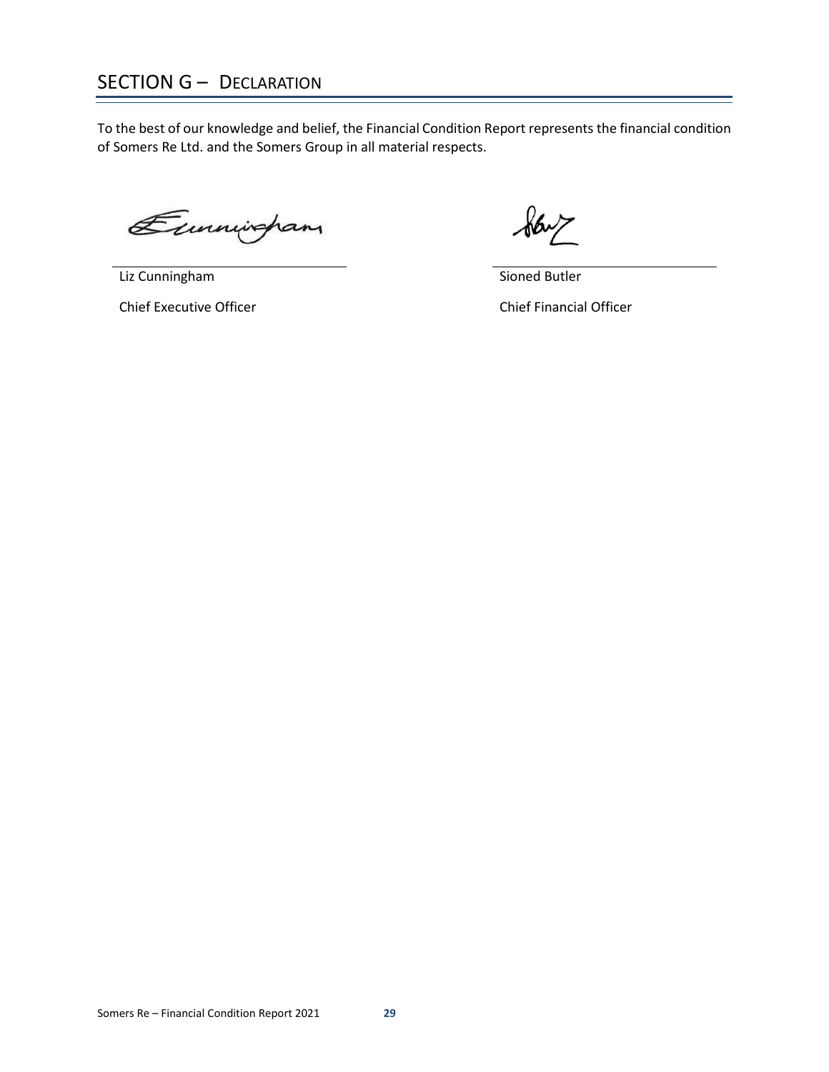# SECTION G – DECLARATION

To the best of our knowledge and belief, the Financial Condition Report represents the financial condition of Somers Re Ltd. and the Somers Group in all material respects.

Liz Cunningham

Chief Executive Officer

Sioned Butler

Chief Financial Officer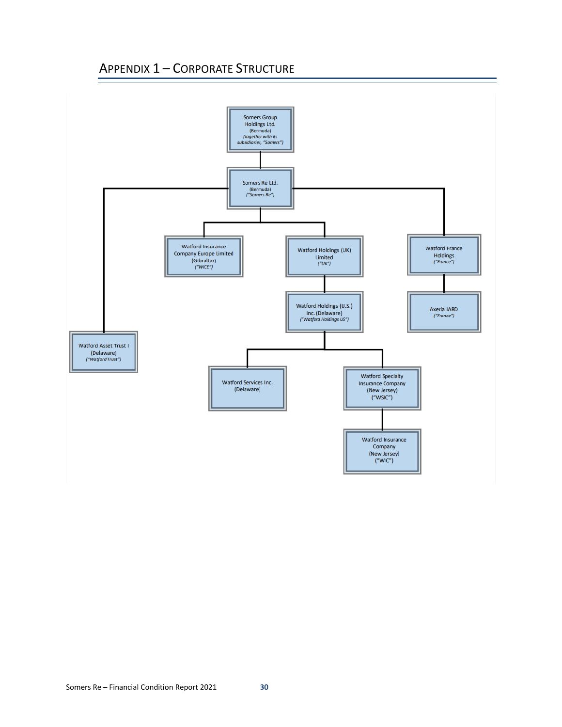# Appendix 1 – Corporate Structure

Somers Group Holdings Ltd.
(Bermuda)
*(together with its subsidiaries, "Somers")*

Somers Re Ltd.
(Bermuda)
*("Somers Re")*

Watford Insurance Company Europe Limited
(Gibraltar)
*("WICE")*

Watford Holdings (UK) Limited
*("UK")*

Watford France Holdings
*("France")*

Watford Holdings (U.S.) Inc. (Delaware)
*("Watford Holdings US")*

Axeria IARD
*("France")*

Watford Asset Trust I
(Delaware)
*("Watford Trust")*

Watford Services Inc.
(Delaware)

Watford Specialty Insurance Company
(New Jersey)
("WSIC")

Watford Insurance Company
(New Jersey)
("WIC")